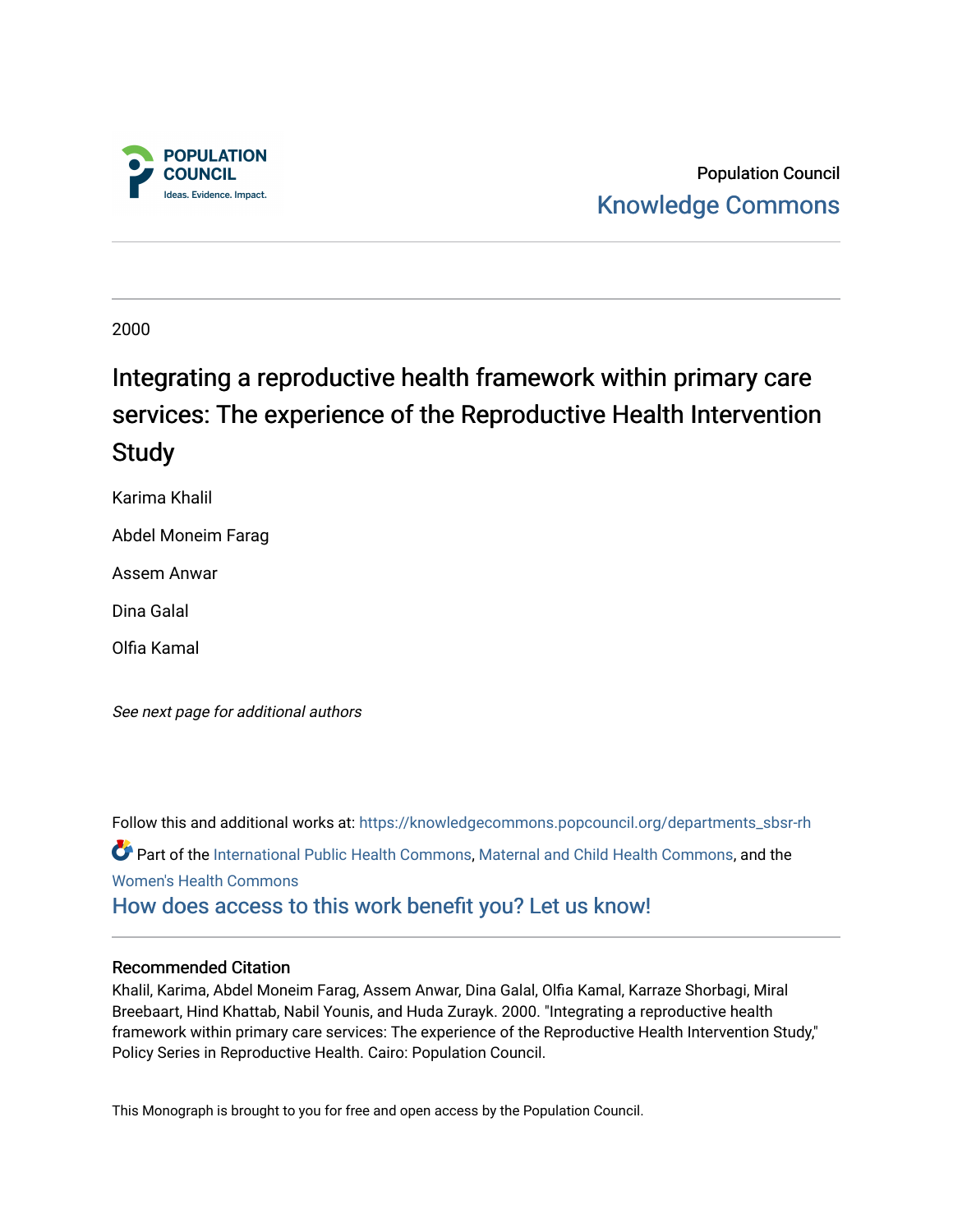POPULATION COUNCIL
Ideas. Evidence. Impact.

Population Council
Knowledge Commons

2000

# Integrating a reproductive health framework within primary care services: The experience of the Reproductive Health Intervention Study

Karima Khalil

Abdel Moneim Farag

Assem Anwar

Dina Galal

Olfia Kamal

*See next page for additional authors*

Follow this and additional works at: https://knowledgecommons.popcouncil.org/departments_sbsr-rh

Part of the International Public Health Commons, Maternal and Child Health Commons, and the Women's Health Commons

How does access to this work benefit you? Let us know!

## Recommended Citation

Khalil, Karima, Abdel Moneim Farag, Assem Anwar, Dina Galal, Olfia Kamal, Karraze Shorbagi, Miral Breebaart, Hind Khattab, Nabil Younis, and Huda Zurayk. 2000. "Integrating a reproductive health framework within primary care services: The experience of the Reproductive Health Intervention Study," Policy Series in Reproductive Health. Cairo: Population Council.

This Monograph is brought to you for free and open access by the Population Council.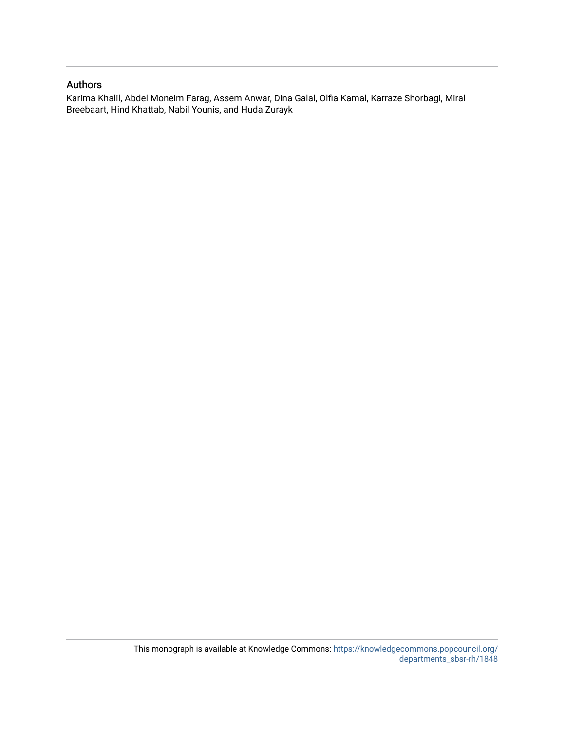## Authors

Karima Khalil, Abdel Moneim Farag, Assem Anwar, Dina Galal, Olfia Kamal, Karraze Shorbagi, Miral Breebaart, Hind Khattab, Nabil Younis, and Huda Zurayk

This monograph is available at Knowledge Commons: https://knowledgecommons.popcouncil.org/departments_sbsr-rh/1848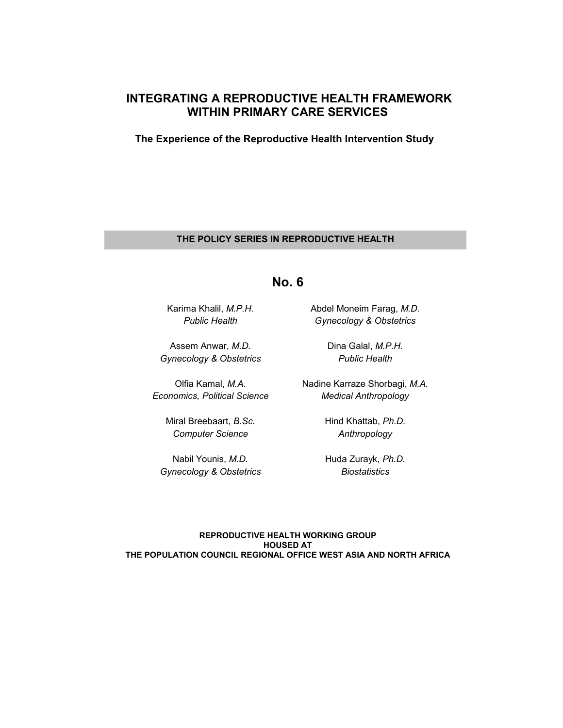# INTEGRATING A REPRODUCTIVE HEALTH FRAMEWORK WITHIN PRIMARY CARE SERVICES

**The Experience of the Reproductive Health Intervention Study**

**THE POLICY SERIES IN REPRODUCTIVE HEALTH**

## No. 6

Karima Khalil, *M.P.H.*
*Public Health*

Abdel Moneim Farag, *M.D.*
*Gynecology & Obstetrics*

Assem Anwar, *M.D.*
*Gynecology & Obstetrics*

Dina Galal, *M.P.H.*
*Public Health*

Olfia Kamal, *M.A.*
*Economics, Political Science*

Nadine Karraze Shorbagi, *M.A.*
*Medical Anthropology*

Miral Breebaart, *B.Sc.*
*Computer Science*

Hind Khattab, *Ph.D.*
*Anthropology*

Nabil Younis, *M.D.*
*Gynecology & Obstetrics*

Huda Zurayk, *Ph.D.*
*Biostatistics*

**REPRODUCTIVE HEALTH WORKING GROUP**
**HOUSED AT**
**THE POPULATION COUNCIL REGIONAL OFFICE WEST ASIA AND NORTH AFRICA**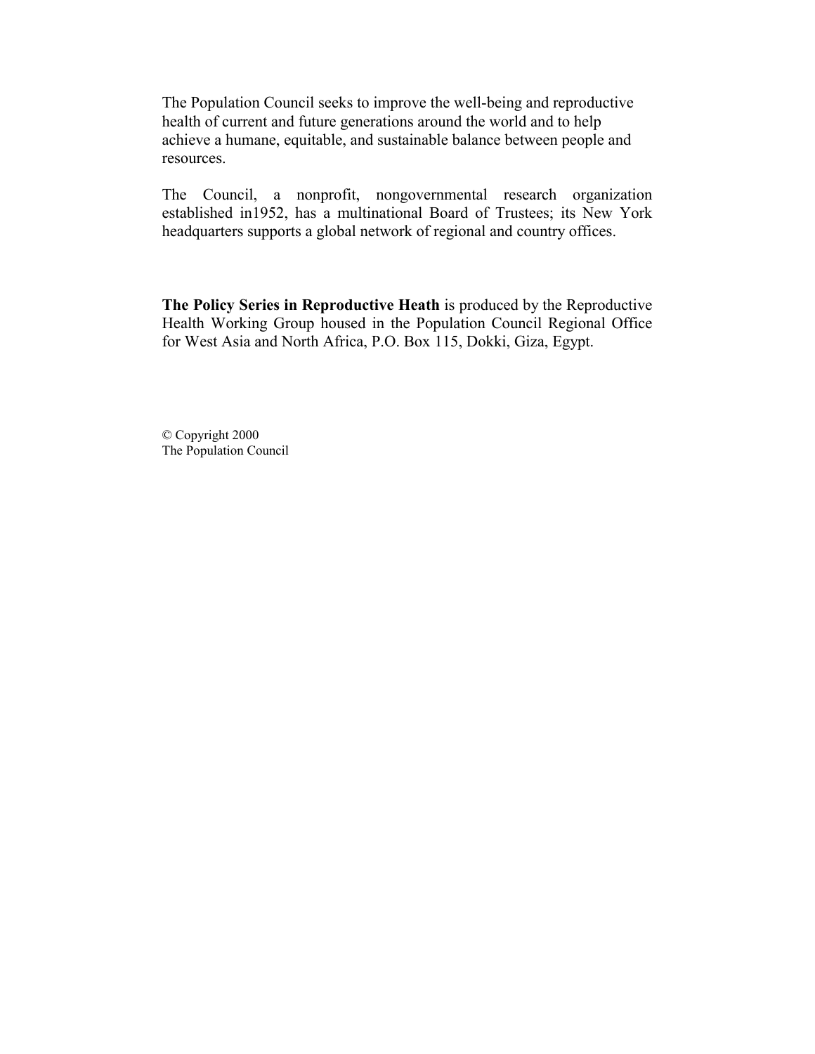The Population Council seeks to improve the well-being and reproductive health of current and future generations around the world and to help achieve a humane, equitable, and sustainable balance between people and resources.

The Council, a nonprofit, nongovernmental research organization established in1952, has a multinational Board of Trustees; its New York headquarters supports a global network of regional and country offices.

**The Policy Series in Reproductive Heath** is produced by the Reproductive Health Working Group housed in the Population Council Regional Office for West Asia and North Africa, P.O. Box 115, Dokki, Giza, Egypt.

© Copyright 2000
The Population Council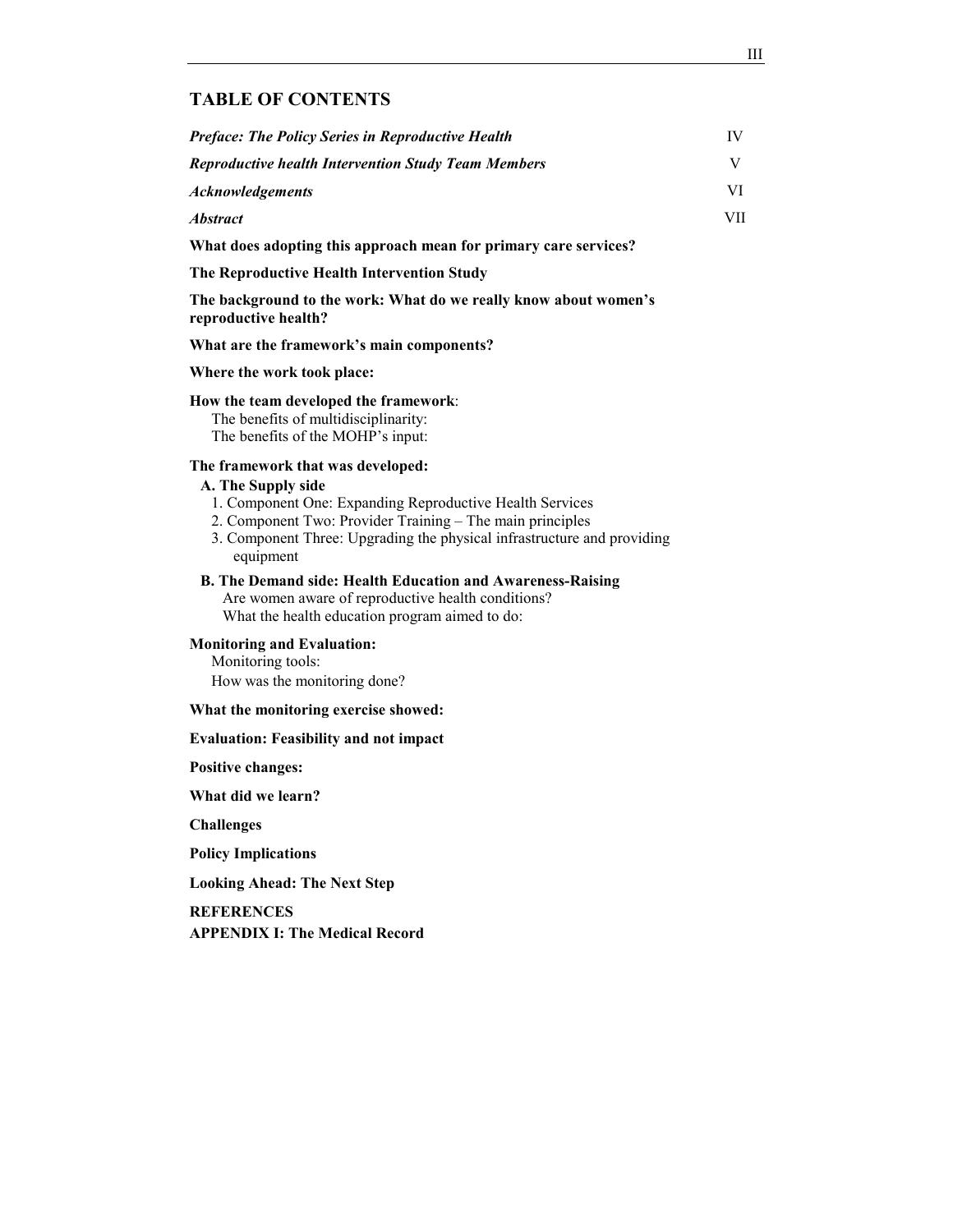## TABLE OF CONTENTS

| | |
|---|---|
| ***Preface: The Policy Series in Reproductive Health*** | IV |
| ***Reproductive health Intervention Study Team Members*** | V |
| ***Acknowledgements*** | VI |
| ***Abstract*** | VII |

**What does adopting this approach mean for primary care services?**

**The Reproductive Health Intervention Study**

**The background to the work: What do we really know about women's reproductive health?**

**What are the framework's main components?**

**Where the work took place:**

**How the team developed the framework**:
- The benefits of multidisciplinarity:
- The benefits of the MOHP's input:

**The framework that was developed:**

**A. The Supply side**
1. Component One: Expanding Reproductive Health Services
2. Component Two: Provider Training – The main principles
3. Component Three: Upgrading the physical infrastructure and providing equipment

**B. The Demand side: Health Education and Awareness-Raising**
- Are women aware of reproductive health conditions?
- What the health education program aimed to do:

**Monitoring and Evaluation:**
- Monitoring tools:
- How was the monitoring done?

**What the monitoring exercise showed:**

**Evaluation: Feasibility and not impact**

**Positive changes:**

**What did we learn?**

**Challenges**

**Policy Implications**

**Looking Ahead: The Next Step**

**REFERENCES**

**APPENDIX I: The Medical Record**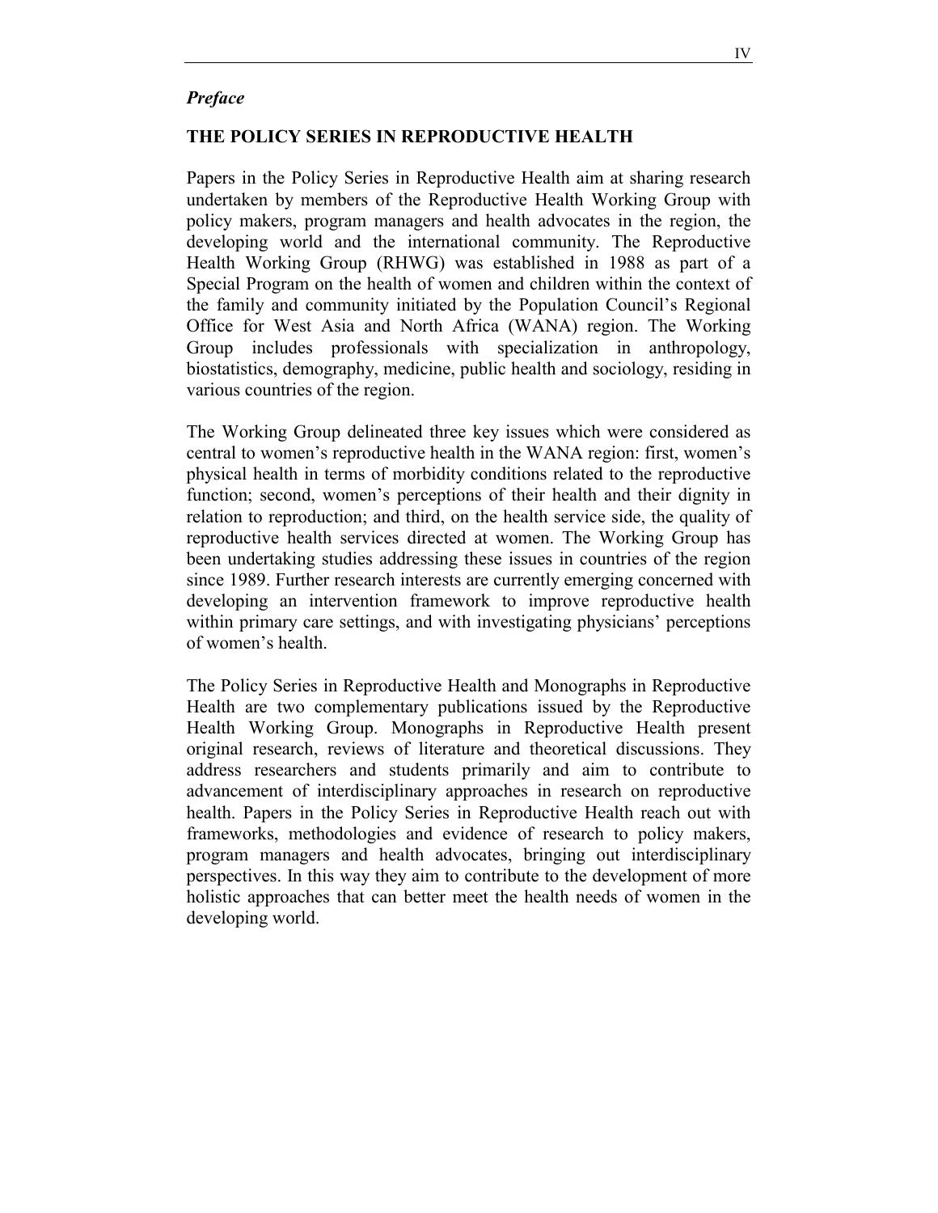*Preface*

## THE POLICY SERIES IN REPRODUCTIVE HEALTH

Papers in the Policy Series in Reproductive Health aim at sharing research undertaken by members of the Reproductive Health Working Group with policy makers, program managers and health advocates in the region, the developing world and the international community. The Reproductive Health Working Group (RHWG) was established in 1988 as part of a Special Program on the health of women and children within the context of the family and community initiated by the Population Council's Regional Office for West Asia and North Africa (WANA) region. The Working Group includes professionals with specialization in anthropology, biostatistics, demography, medicine, public health and sociology, residing in various countries of the region.

The Working Group delineated three key issues which were considered as central to women's reproductive health in the WANA region: first, women's physical health in terms of morbidity conditions related to the reproductive function; second, women's perceptions of their health and their dignity in relation to reproduction; and third, on the health service side, the quality of reproductive health services directed at women. The Working Group has been undertaking studies addressing these issues in countries of the region since 1989. Further research interests are currently emerging concerned with developing an intervention framework to improve reproductive health within primary care settings, and with investigating physicians' perceptions of women's health.

The Policy Series in Reproductive Health and Monographs in Reproductive Health are two complementary publications issued by the Reproductive Health Working Group. Monographs in Reproductive Health present original research, reviews of literature and theoretical discussions. They address researchers and students primarily and aim to contribute to advancement of interdisciplinary approaches in research on reproductive health. Papers in the Policy Series in Reproductive Health reach out with frameworks, methodologies and evidence of research to policy makers, program managers and health advocates, bringing out interdisciplinary perspectives. In this way they aim to contribute to the development of more holistic approaches that can better meet the health needs of women in the developing world.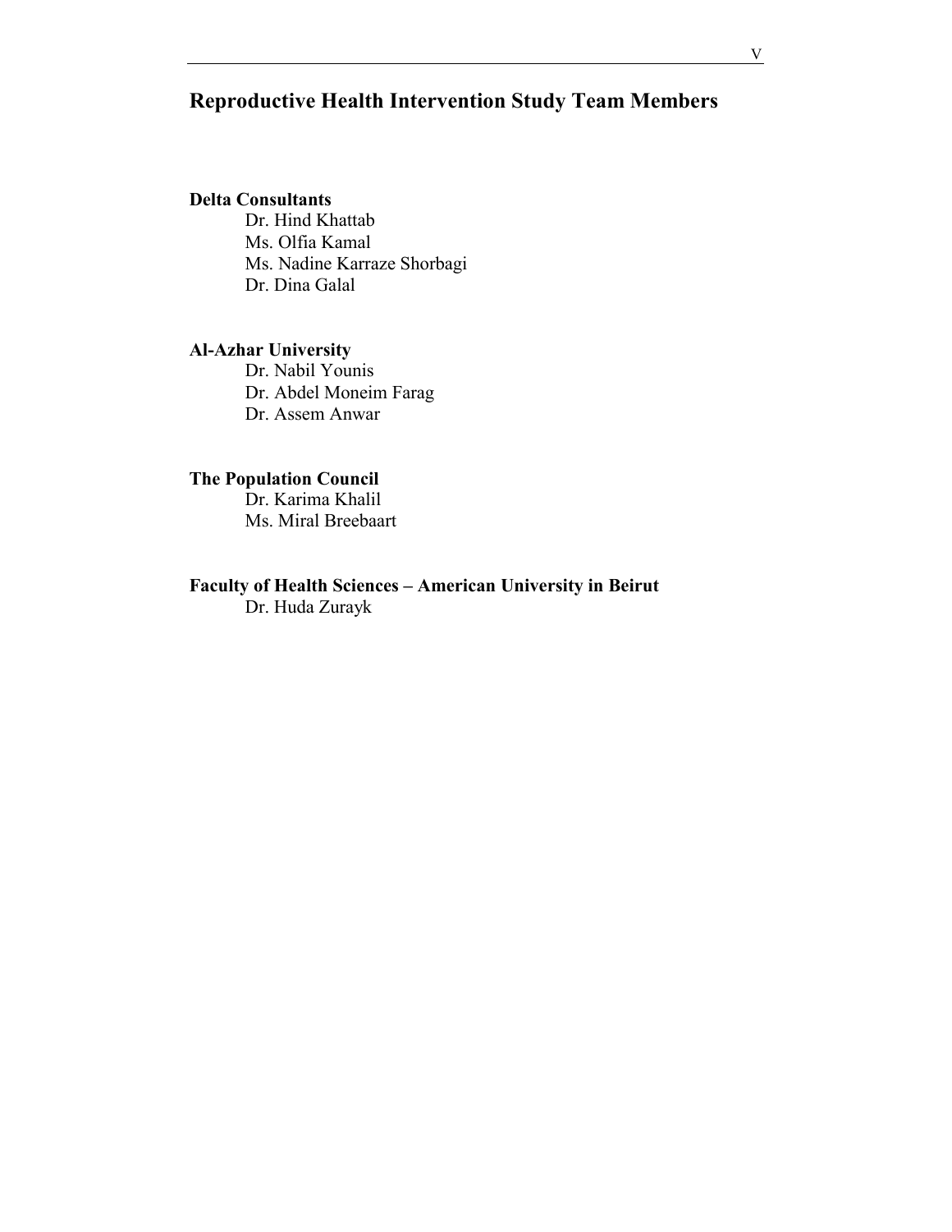# Reproductive Health Intervention Study Team Members

**Delta Consultants**

Dr. Hind Khattab
Ms. Olfia Kamal
Ms. Nadine Karraze Shorbagi
Dr. Dina Galal

**Al-Azhar University**

Dr. Nabil Younis
Dr. Abdel Moneim Farag
Dr. Assem Anwar

**The Population Council**

Dr. Karima Khalil
Ms. Miral Breebaart

**Faculty of Health Sciences – American University in Beirut**

Dr. Huda Zurayk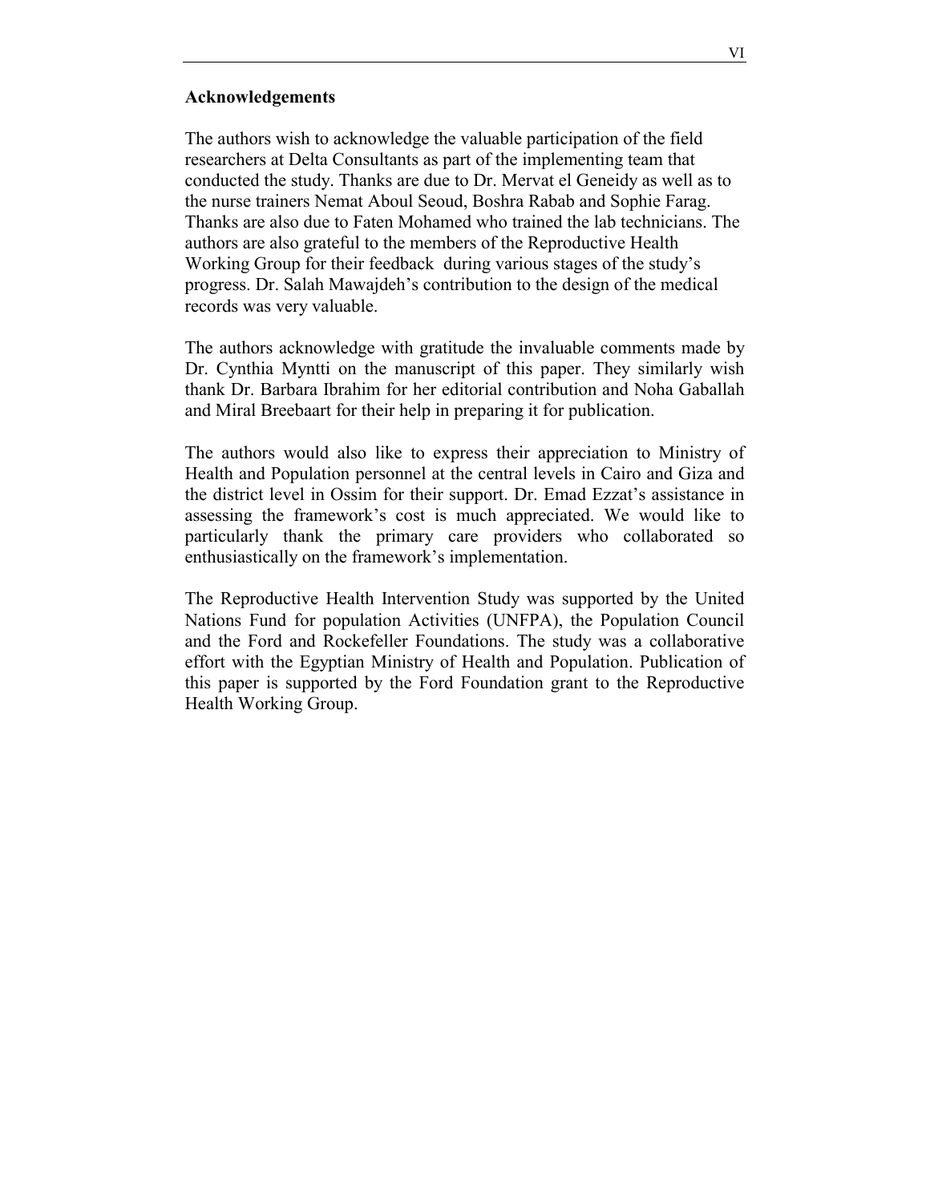## Acknowledgements

The authors wish to acknowledge the valuable participation of the field researchers at Delta Consultants as part of the implementing team that conducted the study. Thanks are due to Dr. Mervat el Geneidy as well as to the nurse trainers Nemat Aboul Seoud, Boshra Rabab and Sophie Farag. Thanks are also due to Faten Mohamed who trained the lab technicians. The authors are also grateful to the members of the Reproductive Health Working Group for their feedback during various stages of the study's progress. Dr. Salah Mawajdeh's contribution to the design of the medical records was very valuable.

The authors acknowledge with gratitude the invaluable comments made by Dr. Cynthia Myntti on the manuscript of this paper. They similarly wish thank Dr. Barbara Ibrahim for her editorial contribution and Noha Gaballah and Miral Breebaart for their help in preparing it for publication.

The authors would also like to express their appreciation to Ministry of Health and Population personnel at the central levels in Cairo and Giza and the district level in Ossim for their support. Dr. Emad Ezzat's assistance in assessing the framework's cost is much appreciated. We would like to particularly thank the primary care providers who collaborated so enthusiastically on the framework's implementation.

The Reproductive Health Intervention Study was supported by the United Nations Fund for population Activities (UNFPA), the Population Council and the Ford and Rockefeller Foundations. The study was a collaborative effort with the Egyptian Ministry of Health and Population. Publication of this paper is supported by the Ford Foundation grant to the Reproductive Health Working Group.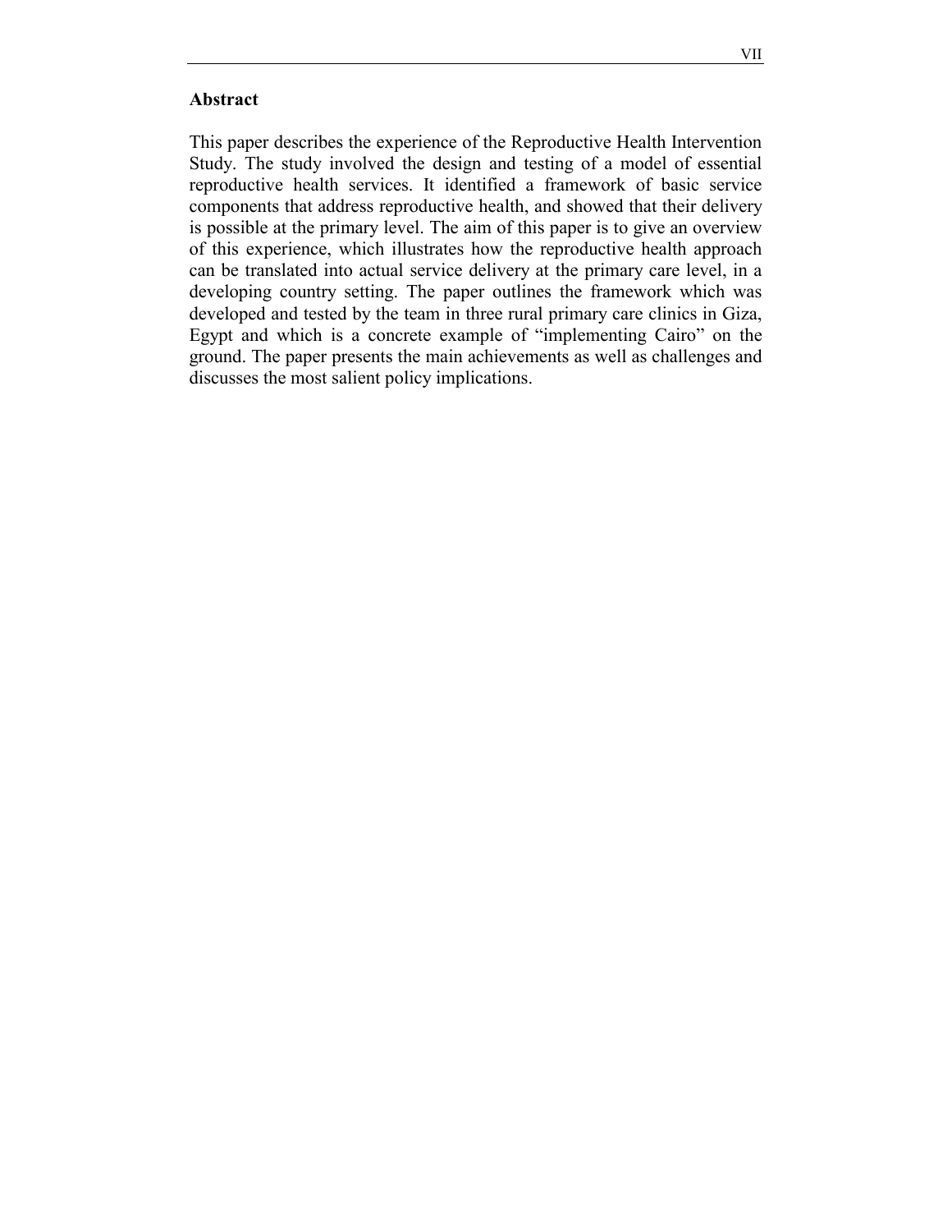## Abstract

This paper describes the experience of the Reproductive Health Intervention Study. The study involved the design and testing of a model of essential reproductive health services. It identified a framework of basic service components that address reproductive health, and showed that their delivery is possible at the primary level. The aim of this paper is to give an overview of this experience, which illustrates how the reproductive health approach can be translated into actual service delivery at the primary care level, in a developing country setting. The paper outlines the framework which was developed and tested by the team in three rural primary care clinics in Giza, Egypt and which is a concrete example of "implementing Cairo" on the ground. The paper presents the main achievements as well as challenges and discusses the most salient policy implications.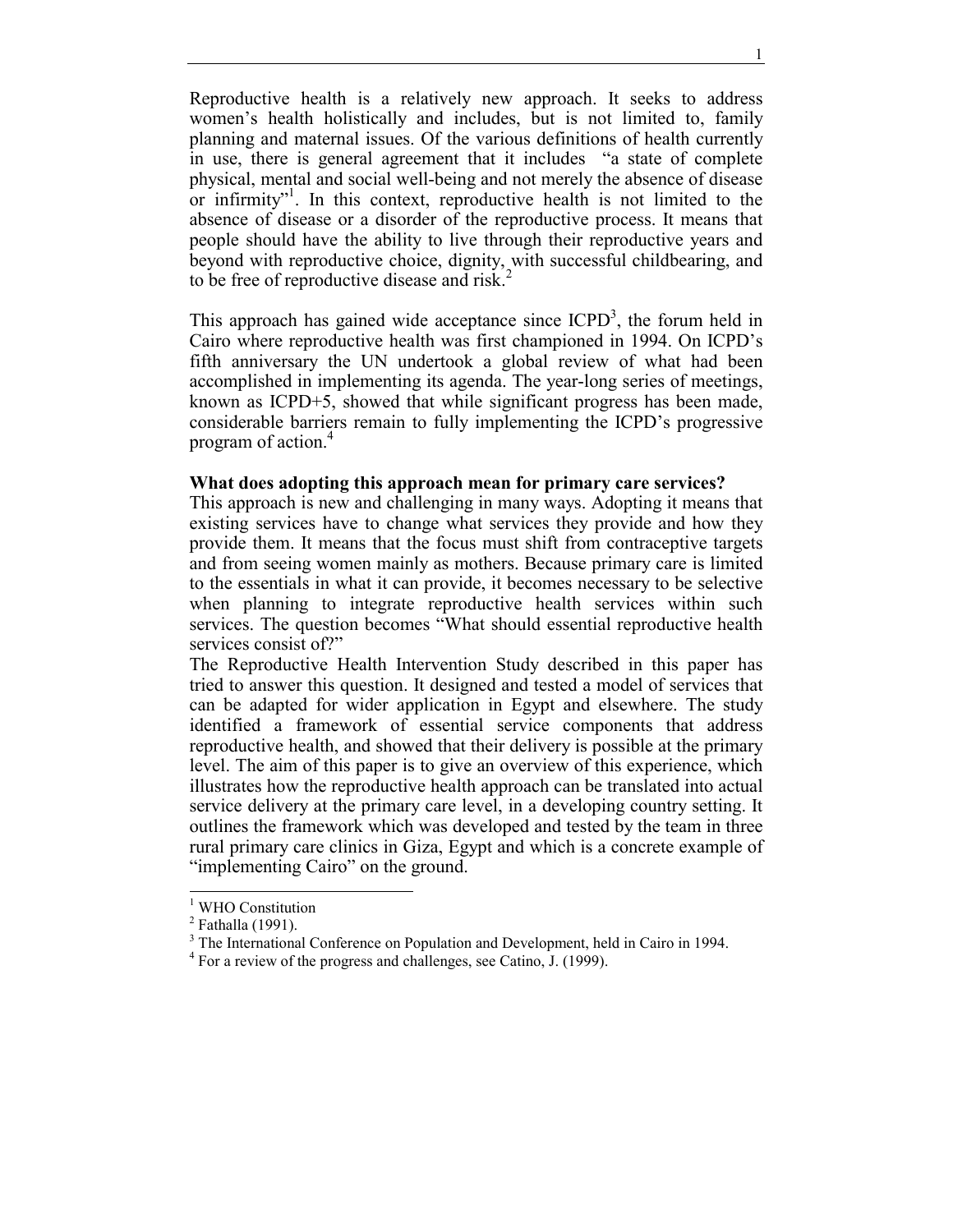Reproductive health is a relatively new approach. It seeks to address women's health holistically and includes, but is not limited to, family planning and maternal issues. Of the various definitions of health currently in use, there is general agreement that it includes "a state of complete physical, mental and social well-being and not merely the absence of disease or infirmity"[1]. In this context, reproductive health is not limited to the absence of disease or a disorder of the reproductive process. It means that people should have the ability to live through their reproductive years and beyond with reproductive choice, dignity, with successful childbearing, and to be free of reproductive disease and risk.[2]

This approach has gained wide acceptance since ICPD[3], the forum held in Cairo where reproductive health was first championed in 1994. On ICPD's fifth anniversary the UN undertook a global review of what had been accomplished in implementing its agenda. The year-long series of meetings, known as ICPD+5, showed that while significant progress has been made, considerable barriers remain to fully implementing the ICPD's progressive program of action.[4]

**What does adopting this approach mean for primary care services?**

This approach is new and challenging in many ways. Adopting it means that existing services have to change what services they provide and how they provide them. It means that the focus must shift from contraceptive targets and from seeing women mainly as mothers. Because primary care is limited to the essentials in what it can provide, it becomes necessary to be selective when planning to integrate reproductive health services within such services. The question becomes "What should essential reproductive health services consist of?"

The Reproductive Health Intervention Study described in this paper has tried to answer this question. It designed and tested a model of services that can be adapted for wider application in Egypt and elsewhere. The study identified a framework of essential service components that address reproductive health, and showed that their delivery is possible at the primary level. The aim of this paper is to give an overview of this experience, which illustrates how the reproductive health approach can be translated into actual service delivery at the primary care level, in a developing country setting. It outlines the framework which was developed and tested by the team in three rural primary care clinics in Giza, Egypt and which is a concrete example of "implementing Cairo" on the ground.

---

[1] WHO Constitution

[2] Fathalla (1991).

[3] The International Conference on Population and Development, held in Cairo in 1994.

[4] For a review of the progress and challenges, see Catino, J. (1999).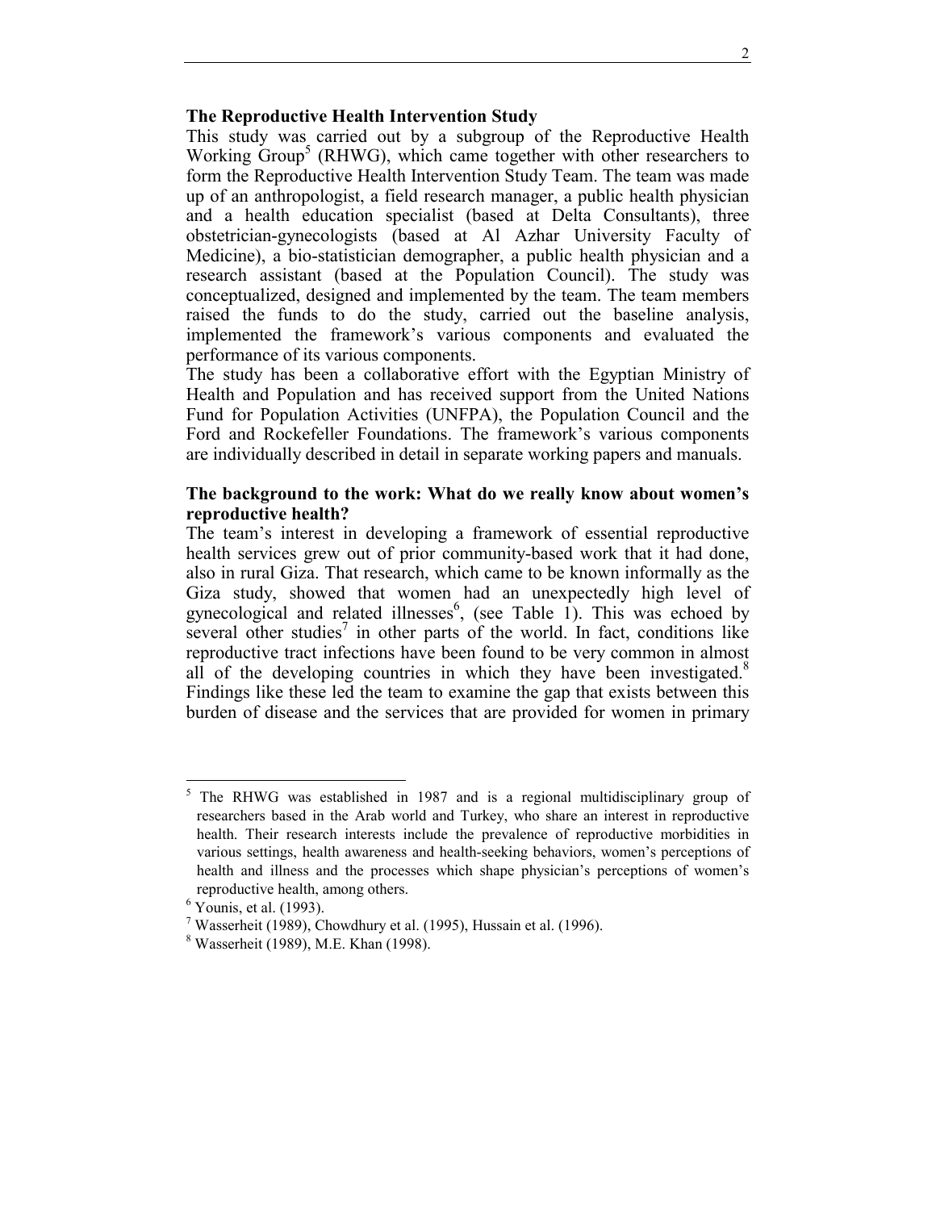## The Reproductive Health Intervention Study

This study was carried out by a subgroup of the Reproductive Health Working Group[5] (RHWG), which came together with other researchers to form the Reproductive Health Intervention Study Team. The team was made up of an anthropologist, a field research manager, a public health physician and a health education specialist (based at Delta Consultants), three obstetrician-gynecologists (based at Al Azhar University Faculty of Medicine), a bio-statistician demographer, a public health physician and a research assistant (based at the Population Council). The study was conceptualized, designed and implemented by the team. The team members raised the funds to do the study, carried out the baseline analysis, implemented the framework's various components and evaluated the performance of its various components.

The study has been a collaborative effort with the Egyptian Ministry of Health and Population and has received support from the United Nations Fund for Population Activities (UNFPA), the Population Council and the Ford and Rockefeller Foundations. The framework's various components are individually described in detail in separate working papers and manuals.

## The background to the work: What do we really know about women's reproductive health?

The team's interest in developing a framework of essential reproductive health services grew out of prior community-based work that it had done, also in rural Giza. That research, which came to be known informally as the Giza study, showed that women had an unexpectedly high level of gynecological and related illnesses[6], (see Table 1). This was echoed by several other studies[7] in other parts of the world. In fact, conditions like reproductive tract infections have been found to be very common in almost all of the developing countries in which they have been investigated.[8] Findings like these led the team to examine the gap that exists between this burden of disease and the services that are provided for women in primary

---

[5] The RHWG was established in 1987 and is a regional multidisciplinary group of researchers based in the Arab world and Turkey, who share an interest in reproductive health. Their research interests include the prevalence of reproductive morbidities in various settings, health awareness and health-seeking behaviors, women's perceptions of health and illness and the processes which shape physician's perceptions of women's reproductive health, among others.

[6] Younis, et al. (1993).

[7] Wasserheit (1989), Chowdhury et al. (1995), Hussain et al. (1996).

[8] Wasserheit (1989), M.E. Khan (1998).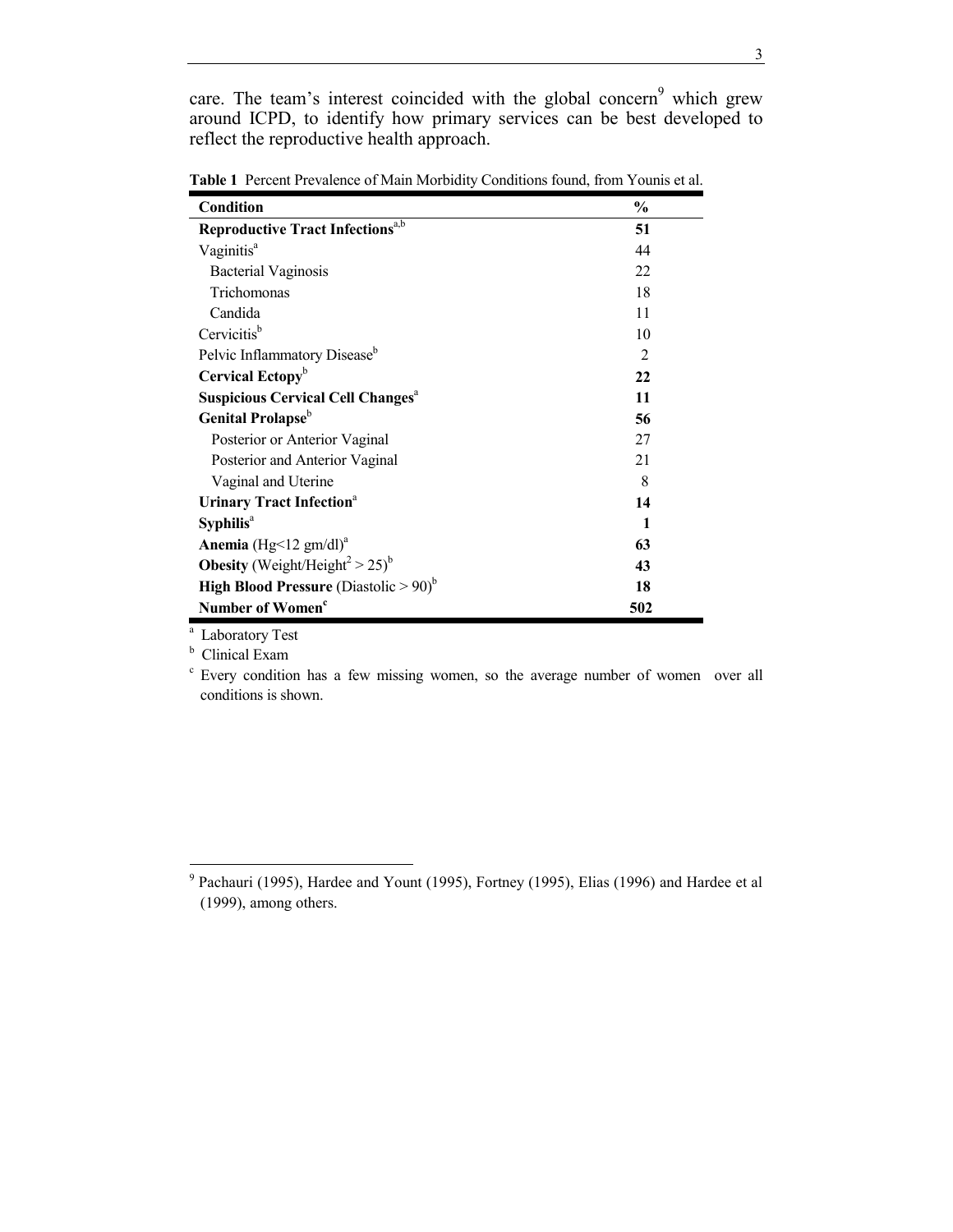care. The team's interest coincided with the global concern[9] which grew around ICPD, to identify how primary services can be best developed to reflect the reproductive health approach.

**Table 1** Percent Prevalence of Main Morbidity Conditions found, from Younis et al.

| Condition | % |
|---|---|
| **Reproductive Tract Infections**[a,b] | **51** |
| Vaginitis[a] | 44 |
| Bacterial Vaginosis | 22 |
| Trichomonas | 18 |
| Candida | 11 |
| Cervicitis[b] | 10 |
| Pelvic Inflammatory Disease[b] | 2 |
| **Cervical Ectopy**[b] | **22** |
| **Suspicious Cervical Cell Changes**[a] | **11** |
| **Genital Prolapse**[b] | **56** |
| Posterior or Anterior Vaginal | 27 |
| Posterior and Anterior Vaginal | 21 |
| Vaginal and Uterine | 8 |
| **Urinary Tract Infection**[a] | **14** |
| **Syphilis**[a] | **1** |
| **Anemia** (Hg<12 gm/dl)[a] | **63** |
| **Obesity** ($Weight/Height^2 > 25$)[b] | **43** |
| **High Blood Pressure** (Diastolic > 90)[b] | **18** |
| **Number of Women**[c] | **502** |

[a] Laboratory Test

[b] Clinical Exam

[c] Every condition has a few missing women, so the average number of women over all conditions is shown.

[9] Pachauri (1995), Hardee and Yount (1995), Fortney (1995), Elias (1996) and Hardee et al (1999), among others.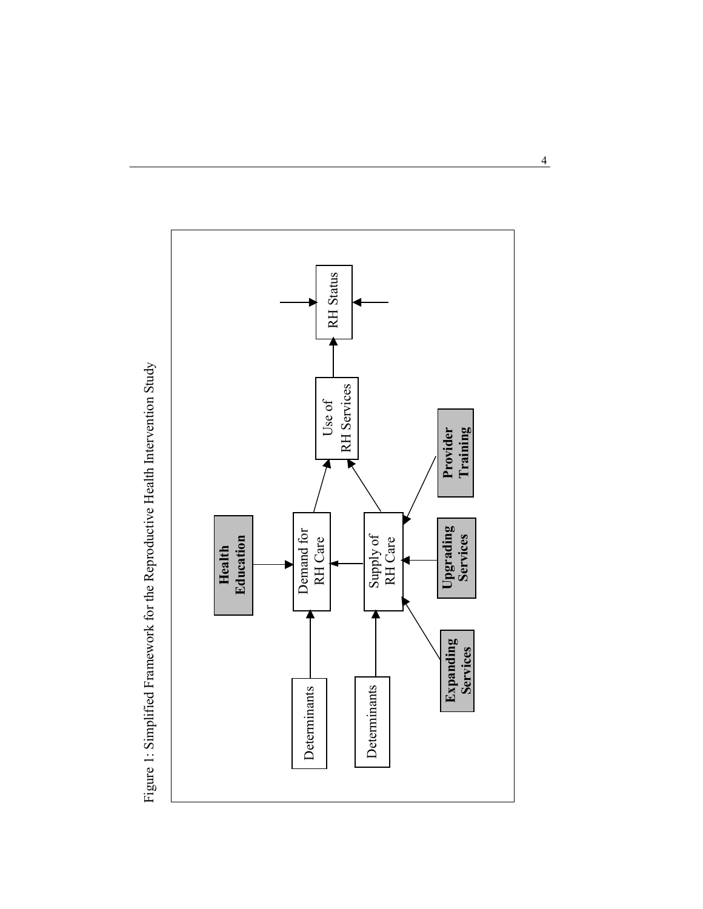Figure 1: Simplified Framework for the Reproductive Health Intervention Study

**Health Education**

Determinants

Demand for RH Care

Determinants

Supply of RH Care

**Expanding Services**

**Upgrading Services**

**Provider Training**

Use of RH Services

RH Status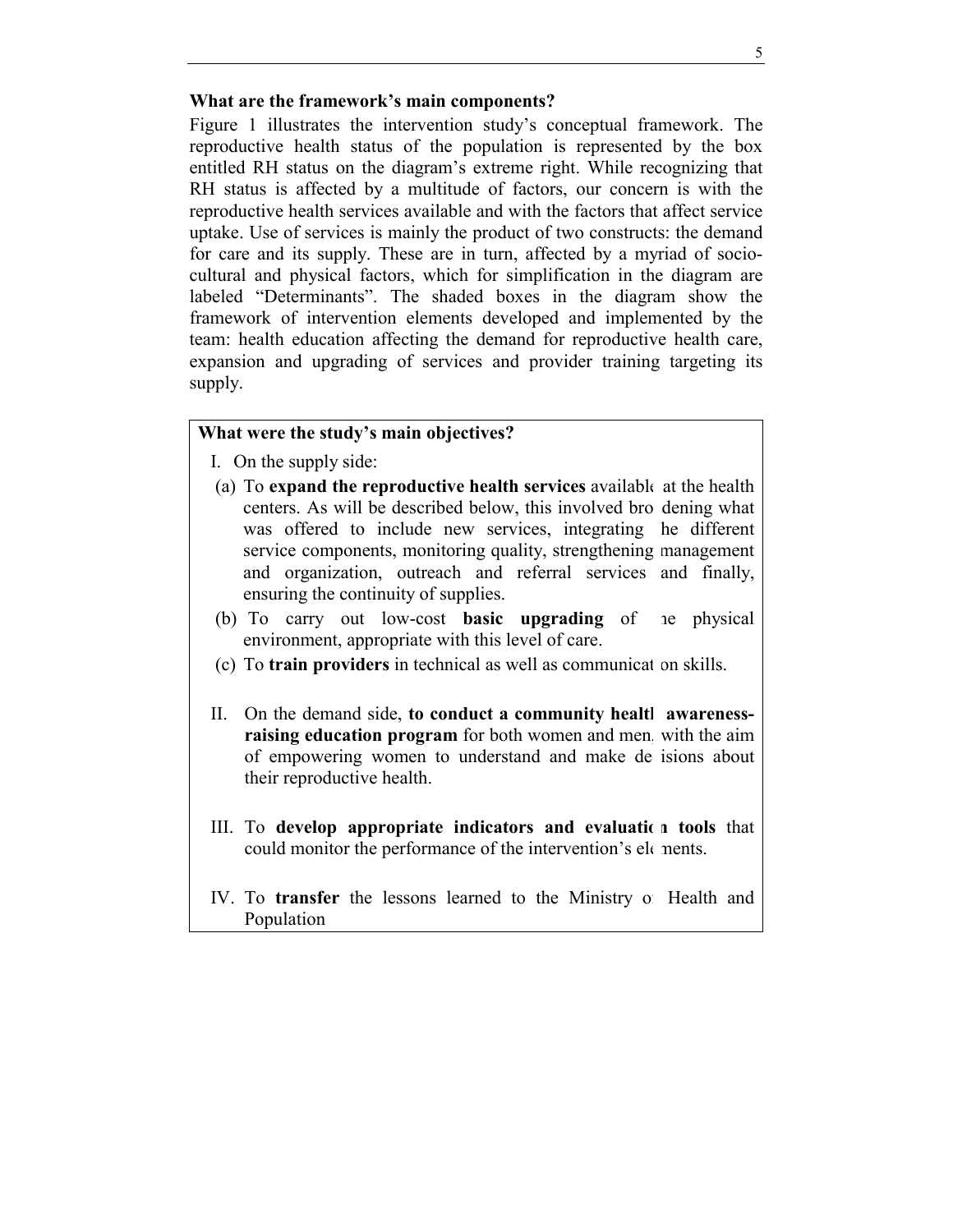### What are the framework's main components?

Figure 1 illustrates the intervention study's conceptual framework. The reproductive health status of the population is represented by the box entitled RH status on the diagram's extreme right. While recognizing that RH status is affected by a multitude of factors, our concern is with the reproductive health services available and with the factors that affect service uptake. Use of services is mainly the product of two constructs: the demand for care and its supply. These are in turn, affected by a myriad of socio-cultural and physical factors, which for simplification in the diagram are labeled "Determinants". The shaded boxes in the diagram show the framework of intervention elements developed and implemented by the team: health education affecting the demand for reproductive health care, expansion and upgrading of services and provider training targeting its supply.

**What were the study's main objectives?**

I. On the supply side:

(a) To **expand the reproductive health services** available at the health centers. As will be described below, this involved broadening what was offered to include new services, integrating the different service components, monitoring quality, strengthening management and organization, outreach and referral services and finally, ensuring the continuity of supplies.

(b) To carry out low-cost **basic upgrading** of the physical environment, appropriate with this level of care.

(c) To **train providers** in technical as well as communication skills.

II. On the demand side, **to conduct a community health awareness-raising education program** for both women and men, with the aim of empowering women to understand and make decisions about their reproductive health.

III. To **develop appropriate indicators and evaluation tools** that could monitor the performance of the intervention's elements.

IV. To **transfer** the lessons learned to the Ministry of Health and Population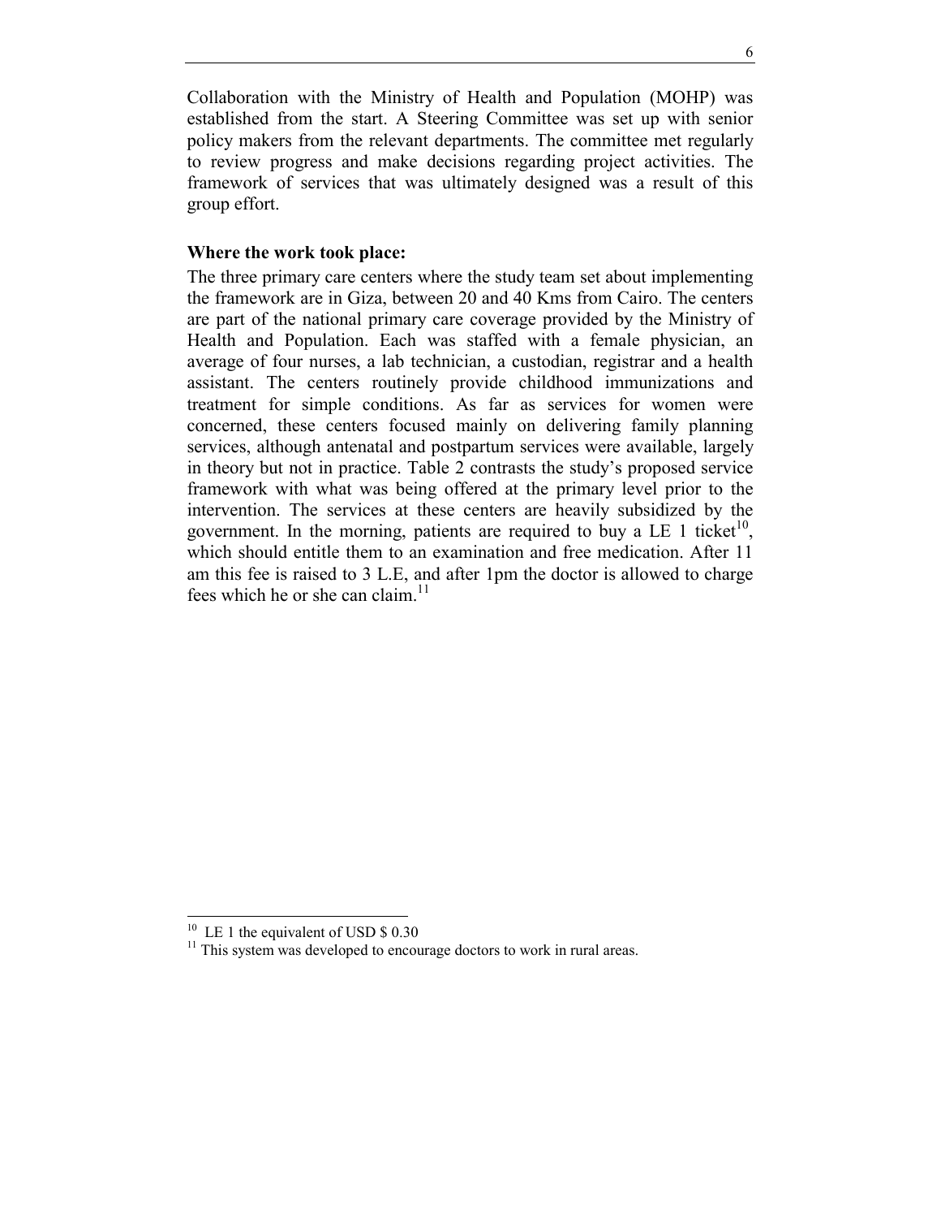Collaboration with the Ministry of Health and Population (MOHP) was established from the start. A Steering Committee was set up with senior policy makers from the relevant departments. The committee met regularly to review progress and make decisions regarding project activities. The framework of services that was ultimately designed was a result of this group effort.

**Where the work took place:**

The three primary care centers where the study team set about implementing the framework are in Giza, between 20 and 40 Kms from Cairo. The centers are part of the national primary care coverage provided by the Ministry of Health and Population. Each was staffed with a female physician, an average of four nurses, a lab technician, a custodian, registrar and a health assistant. The centers routinely provide childhood immunizations and treatment for simple conditions. As far as services for women were concerned, these centers focused mainly on delivering family planning services, although antenatal and postpartum services were available, largely in theory but not in practice. Table 2 contrasts the study's proposed service framework with what was being offered at the primary level prior to the intervention. The services at these centers are heavily subsidized by the government. In the morning, patients are required to buy a LE 1 ticket[10], which should entitle them to an examination and free medication. After 11 am this fee is raised to 3 L.E, and after 1pm the doctor is allowed to charge fees which he or she can claim.[11]

---

[10] LE 1 the equivalent of USD $ 0.30

[11] This system was developed to encourage doctors to work in rural areas.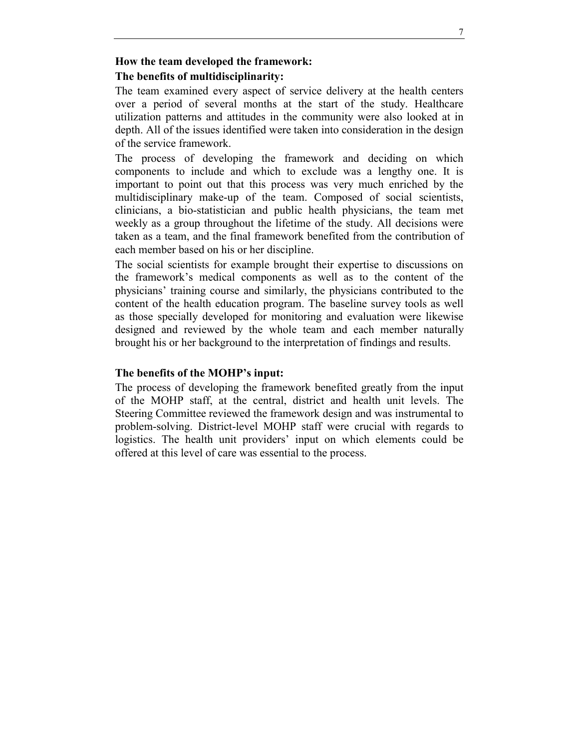**How the team developed the framework:**

**The benefits of multidisciplinarity:**

The team examined every aspect of service delivery at the health centers over a period of several months at the start of the study. Healthcare utilization patterns and attitudes in the community were also looked at in depth. All of the issues identified were taken into consideration in the design of the service framework.

The process of developing the framework and deciding on which components to include and which to exclude was a lengthy one. It is important to point out that this process was very much enriched by the multidisciplinary make-up of the team. Composed of social scientists, clinicians, a bio-statistician and public health physicians, the team met weekly as a group throughout the lifetime of the study. All decisions were taken as a team, and the final framework benefited from the contribution of each member based on his or her discipline.

The social scientists for example brought their expertise to discussions on the framework's medical components as well as to the content of the physicians' training course and similarly, the physicians contributed to the content of the health education program. The baseline survey tools as well as those specially developed for monitoring and evaluation were likewise designed and reviewed by the whole team and each member naturally brought his or her background to the interpretation of findings and results.

**The benefits of the MOHP's input:**

The process of developing the framework benefited greatly from the input of the MOHP staff, at the central, district and health unit levels. The Steering Committee reviewed the framework design and was instrumental to problem-solving. District-level MOHP staff were crucial with regards to logistics. The health unit providers' input on which elements could be offered at this level of care was essential to the process.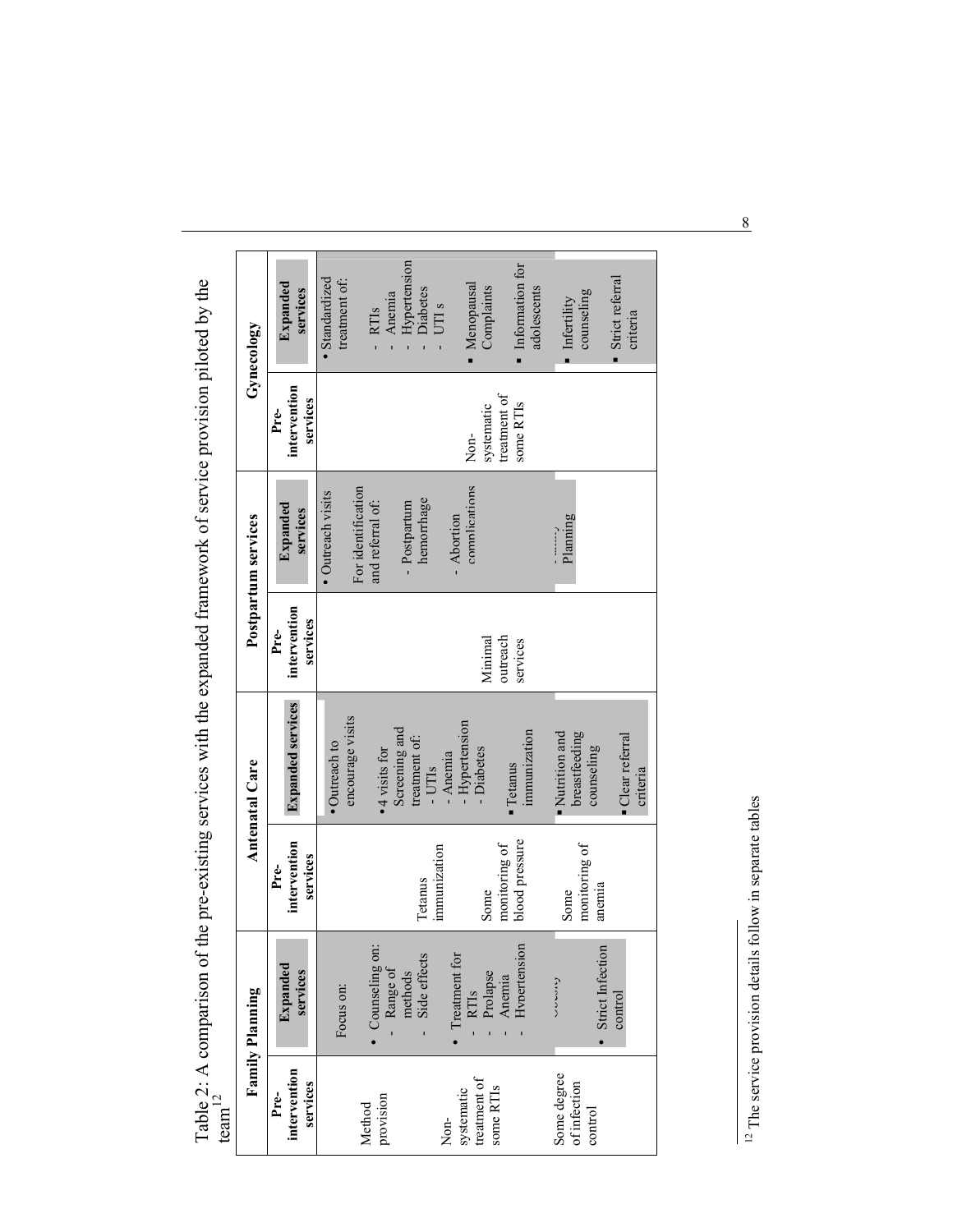Table 2: A comparison of the pre-existing services with the expanded framework of service provision piloted by the team[12]

| Family Planning | | Antenatal Care | | Postpartum services | | Gynecology | |
|---|---|---|---|---|---|---|---|
| Pre-intervention services | Expanded services | Pre-intervention services | Expanded services | Pre-intervention services | Expanded services | Pre-intervention services | Expanded services |
| Method provision<br><br>Non-systematic treatment of some RTIs<br><br>Some degree of infection control | Focus on:<br>• Counseling on:<br>- Range of methods<br>- Side effects<br>• Treatment for<br>- RTIs<br>- Prolapse<br>- Anemia<br>- Hypertension<br>- Obesity<br>• Strict Infection control | Tetanus immunization<br><br>Some monitoring of blood pressure<br><br>Some monitoring of anemia | • Outreach to encourage visits<br>• 4 visits for Screening and treatment of:<br>- UTIs<br>- Anemia<br>- Hypertension<br>- Diabetes<br>▪ Tetanus immunization<br>▪ Nutrition and breastfeeding counseling<br>▪ Clear referral criteria | Minimal outreach services | • Outreach visits<br>For identification and referral of:<br>- Postpartum hemorrhage<br>- Abortion complications<br>- Family Planning | Non-systematic treatment of some RTIs | • Standardized treatment of:<br>- RTIs<br>- Anemia<br>- Hypertension<br>- Diabetes<br>- UTI s<br>▪ Menopausal Complaints<br>▪ Information for adolescents<br>▪ Infertility counseling<br>▪ Strict referral criteria |

[12] The service provision details follow in separate tables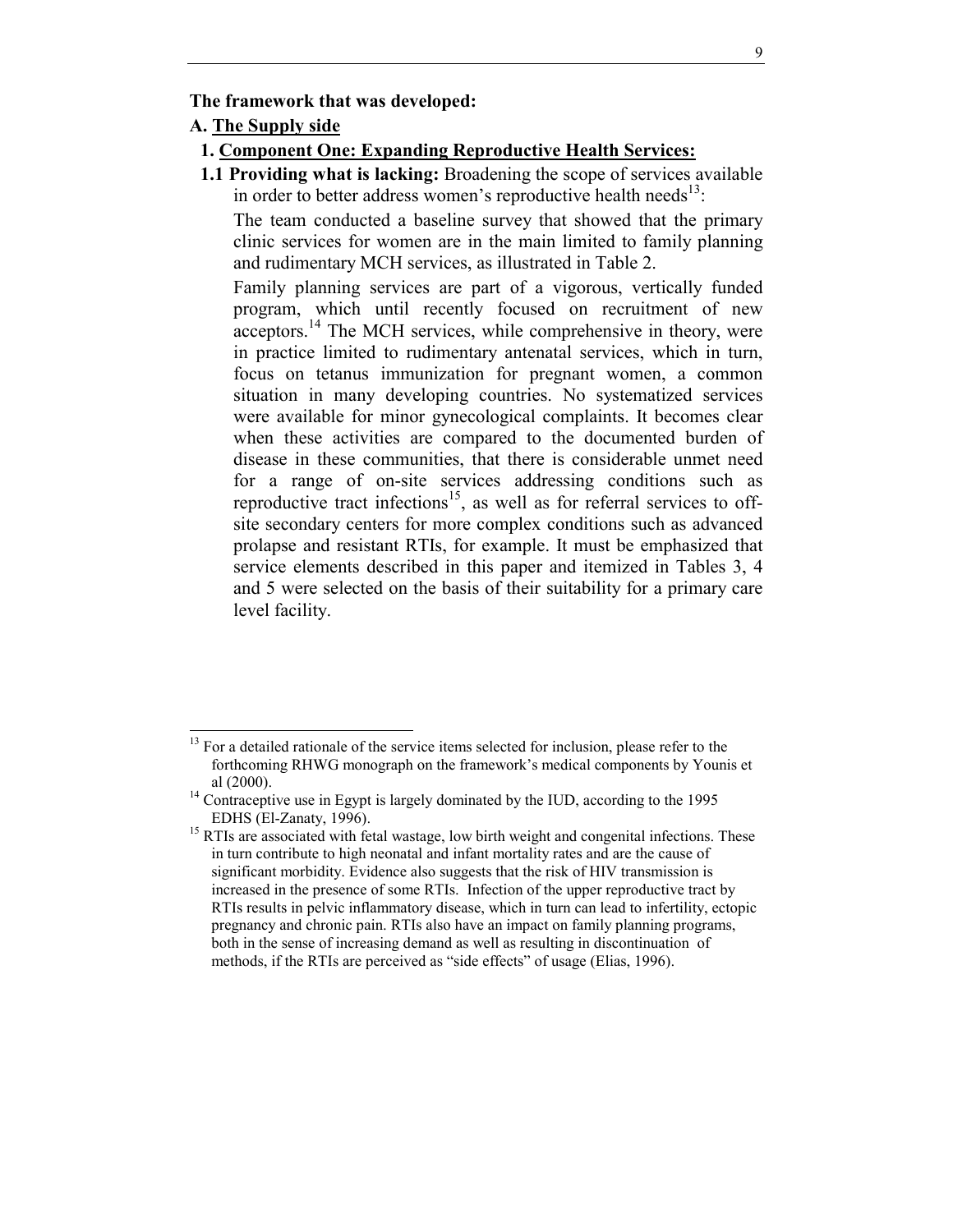**The framework that was developed:**

**A. The Supply side**

**1. Component One: Expanding Reproductive Health Services:**

**1.1 Providing what is lacking:** Broadening the scope of services available in order to better address women's reproductive health needs[13]:

The team conducted a baseline survey that showed that the primary clinic services for women are in the main limited to family planning and rudimentary MCH services, as illustrated in Table 2.

Family planning services are part of a vigorous, vertically funded program, which until recently focused on recruitment of new acceptors.[14] The MCH services, while comprehensive in theory, were in practice limited to rudimentary antenatal services, which in turn, focus on tetanus immunization for pregnant women, a common situation in many developing countries. No systematized services were available for minor gynecological complaints. It becomes clear when these activities are compared to the documented burden of disease in these communities, that there is considerable unmet need for a range of on-site services addressing conditions such as reproductive tract infections[15], as well as for referral services to off-site secondary centers for more complex conditions such as advanced prolapse and resistant RTIs, for example. It must be emphasized that service elements described in this paper and itemized in Tables 3, 4 and 5 were selected on the basis of their suitability for a primary care level facility.

---

[13] For a detailed rationale of the service items selected for inclusion, please refer to the forthcoming RHWG monograph on the framework's medical components by Younis et al (2000).

[14] Contraceptive use in Egypt is largely dominated by the IUD, according to the 1995 EDHS (El-Zanaty, 1996).

[15] RTIs are associated with fetal wastage, low birth weight and congenital infections. These in turn contribute to high neonatal and infant mortality rates and are the cause of significant morbidity. Evidence also suggests that the risk of HIV transmission is increased in the presence of some RTIs. Infection of the upper reproductive tract by RTIs results in pelvic inflammatory disease, which in turn can lead to infertility, ectopic pregnancy and chronic pain. RTIs also have an impact on family planning programs, both in the sense of increasing demand as well as resulting in discontinuation of methods, if the RTIs are perceived as "side effects" of usage (Elias, 1996).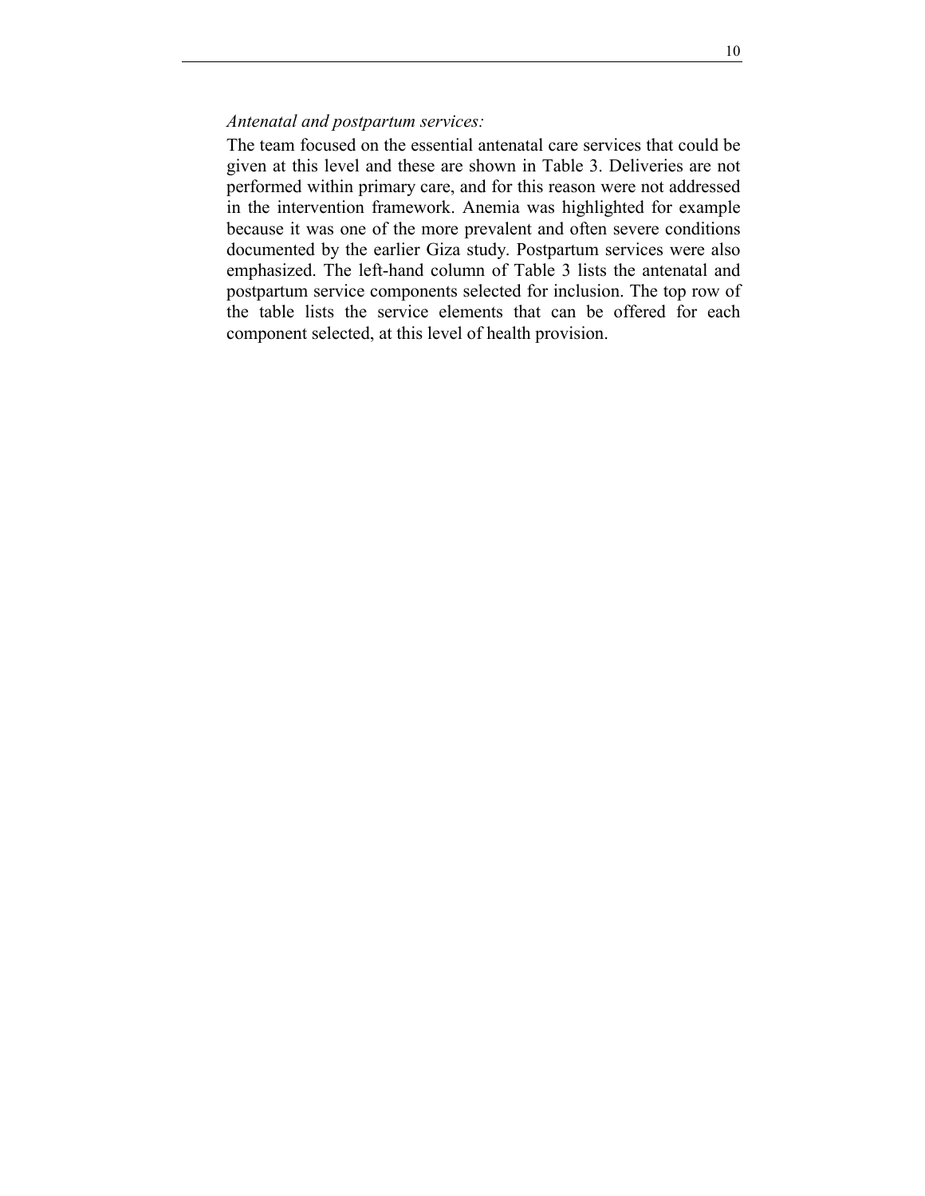*Antenatal and postpartum services:*

The team focused on the essential antenatal care services that could be given at this level and these are shown in Table 3. Deliveries are not performed within primary care, and for this reason were not addressed in the intervention framework. Anemia was highlighted for example because it was one of the more prevalent and often severe conditions documented by the earlier Giza study. Postpartum services were also emphasized. The left-hand column of Table 3 lists the antenatal and postpartum service components selected for inclusion. The top row of the table lists the service elements that can be offered for each component selected, at this level of health provision.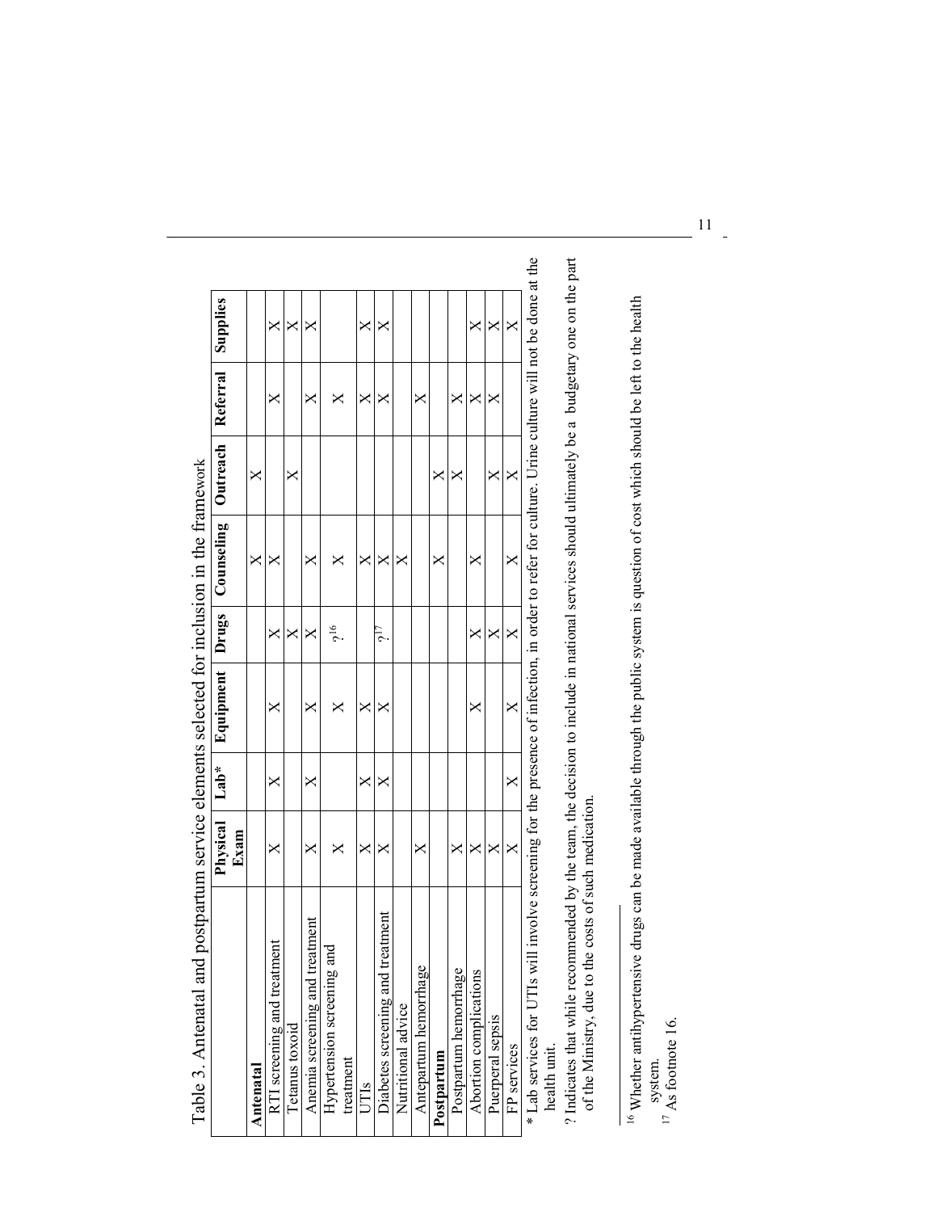Table 3. Antenatal and postpartum service elements selected for inclusion in the framework

| | Physical Exam | Lab* | Equipment | Drugs | Counseling | Outreach | Referral | Supplies |
|---|---|---|---|---|---|---|---|---|
| **Antenatal** | | | | | X | X | | |
| RTI screening and treatment | X | X | X | X | X | | X | X |
| Tetanus toxoid | | | | X | | X | | X |
| Anemia screening and treatment | X | X | X | X | X | | X | X |
| Hypertension screening and treatment | X | | X | ?[16] | X | | X | |
| UTIs | X | X | X | | X | | X | X |
| Diabetes screening and treatment | X | X | X | ?[17] | X | | X | X |
| Nutritional advice | | | | | X | | | |
| Antepartum hemorrhage | X | | | | | | X | |
| **Postpartum** | | | | | X | X | | |
| Postpartum hemorrhage | X | | | | | X | X | |
| Abortion complications | X | | X | X | X | | X | X |
| Puerperal sepsis | X | | | X | | X | X | X |
| FP services | X | X | X | X | X | X | | X |

* Lab services for UTIs will involve screening for the presence of infection, in order to refer for culture. Urine culture will not be done at the health unit.

? Indicates that while recommended by the team, the decision to include in national services should ultimately be a budgetary one on the part of the Ministry, due to the costs of such medication.

[16] Whether antihypertensive drugs can be made available through the public system is question of cost which should be left to the health system.

[17] As footnote 16.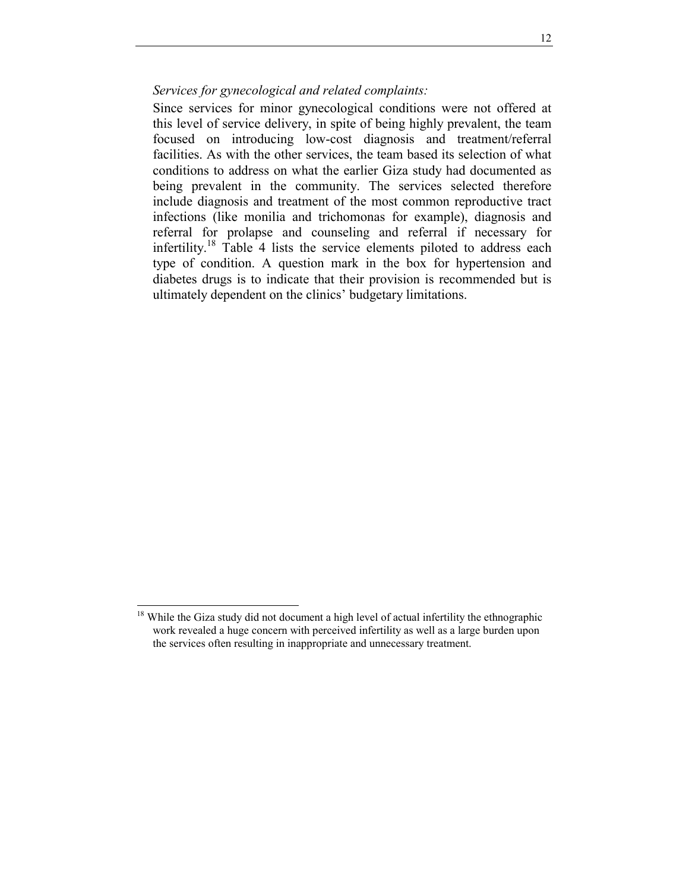*Services for gynecological and related complaints:*

Since services for minor gynecological conditions were not offered at this level of service delivery, in spite of being highly prevalent, the team focused on introducing low-cost diagnosis and treatment/referral facilities. As with the other services, the team based its selection of what conditions to address on what the earlier Giza study had documented as being prevalent in the community. The services selected therefore include diagnosis and treatment of the most common reproductive tract infections (like monilia and trichomonas for example), diagnosis and referral for prolapse and counseling and referral if necessary for infertility.[18] Table 4 lists the service elements piloted to address each type of condition. A question mark in the box for hypertension and diabetes drugs is to indicate that their provision is recommended but is ultimately dependent on the clinics' budgetary limitations.

[18] While the Giza study did not document a high level of actual infertility the ethnographic work revealed a huge concern with perceived infertility as well as a large burden upon the services often resulting in inappropriate and unnecessary treatment.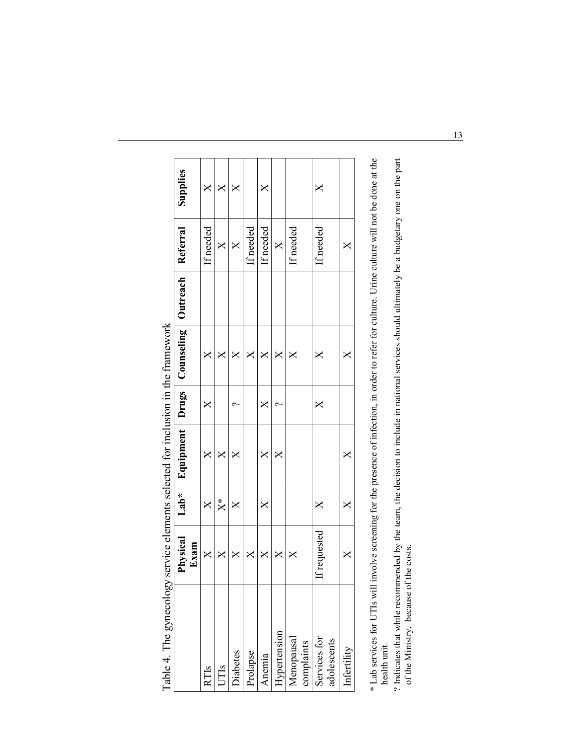Table 4. The gynecology service elements selected for inclusion in the framework

| | Physical Exam | Lab* | Equipment | Drugs | Counseling | Outreach | Referral | Supplies |
|---|---|---|---|---|---|---|---|---|
| RTIs | X | X | X | X | X | | If needed | X |
| UTIs | X | X* | X | | X | | X | X |
| Diabetes | X | X | X | ? | X | | X | X |
| Prolapse | X | | | | X | | If needed | |
| Anemia | X | X | X | X | X | | If needed | X |
| Hypertension | X | | X | ? | X | | X | |
| Menopausal complaints | X | | | | X | | If needed | |
| Services for adolescents | If requested | X | | X | X | | If needed | X |
| Infertility | X | X | X | | X | | X | |

\* Lab services for UTIs will involve screening for the presence of infection, in order to refer for culture. Urine culture will not be done at the health unit.

? Indicates that while recommended by the team, the decision to include in national services should ultimately be a budgetary one on the part of the Ministry, because of the costs.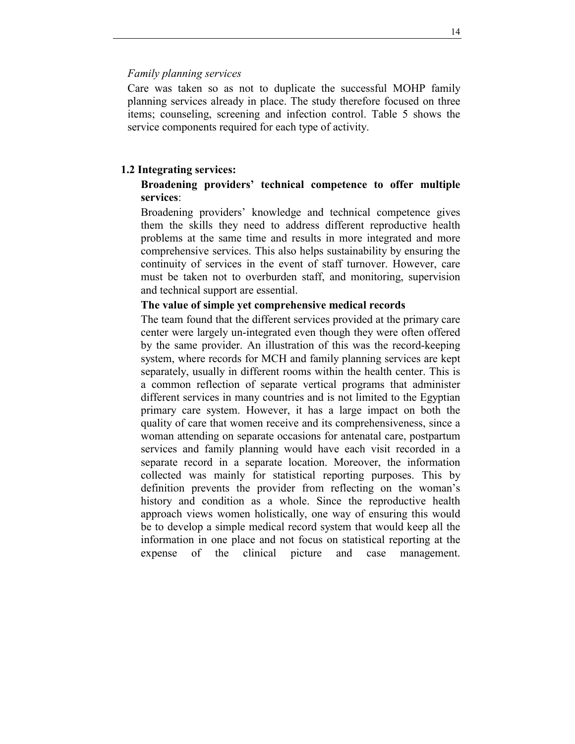*Family planning services*

Care was taken so as not to duplicate the successful MOHP family planning services already in place. The study therefore focused on three items; counseling, screening and infection control. Table 5 shows the service components required for each type of activity.

## 1.2 Integrating services:

**Broadening providers' technical competence to offer multiple services**:

Broadening providers' knowledge and technical competence gives them the skills they need to address different reproductive health problems at the same time and results in more integrated and more comprehensive services. This also helps sustainability by ensuring the continuity of services in the event of staff turnover. However, care must be taken not to overburden staff, and monitoring, supervision and technical support are essential.

**The value of simple yet comprehensive medical records**

The team found that the different services provided at the primary care center were largely un-integrated even though they were often offered by the same provider. An illustration of this was the record-keeping system, where records for MCH and family planning services are kept separately, usually in different rooms within the health center. This is a common reflection of separate vertical programs that administer different services in many countries and is not limited to the Egyptian primary care system. However, it has a large impact on both the quality of care that women receive and its comprehensiveness, since a woman attending on separate occasions for antenatal care, postpartum services and family planning would have each visit recorded in a separate record in a separate location. Moreover, the information collected was mainly for statistical reporting purposes. This by definition prevents the provider from reflecting on the woman's history and condition as a whole. Since the reproductive health approach views women holistically, one way of ensuring this would be to develop a simple medical record system that would keep all the information in one place and not focus on statistical reporting at the expense of the clinical picture and case management.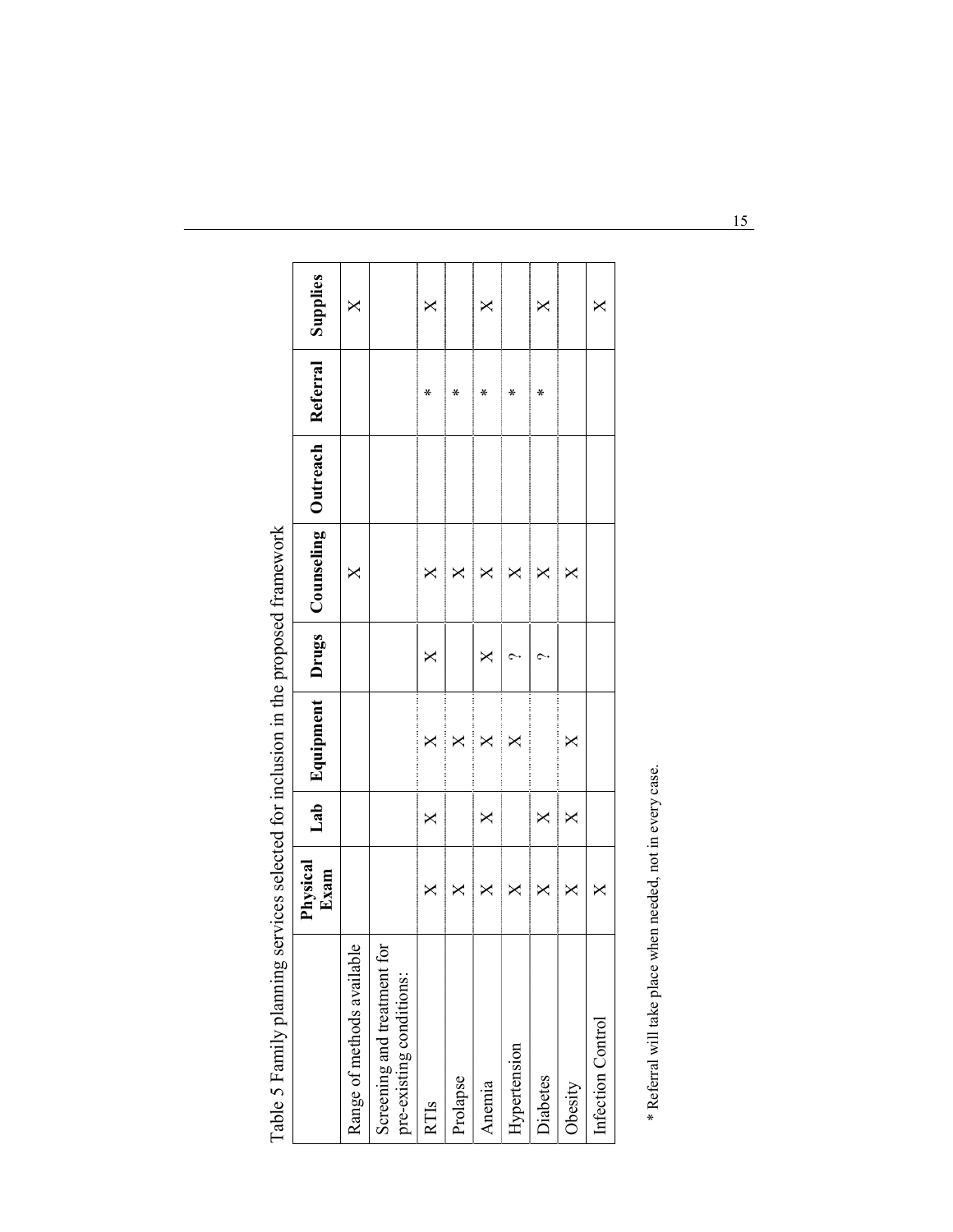Table 5 Family planning services selected for inclusion in the proposed framework

| | Physical Exam | Lab | Equipment | Drugs | Counseling | Outreach | Referral | Supplies |
|---|---|---|---|---|---|---|---|---|
| Range of methods available | | | | | X | | | X |
| Screening and treatment for pre-existing conditions: | | | | | | | | |
| RTIs | X | X | X | X | X | | * | X |
| Prolapse | X | | X | | X | | * | |
| Anemia | X | X | X | X | X | | * | X |
| Hypertension | X | | X | ? | X | | * | |
| Diabetes | X | X | | ? | X | | * | X |
| Obesity | X | X | X | | X | | | |
| Infection Control | X | | | | | | | X |

* Referral will take place when needed, not in every case.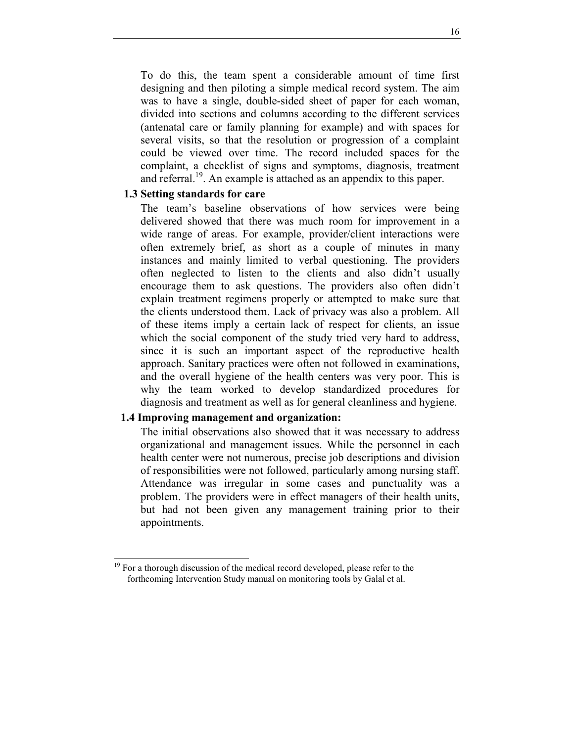To do this, the team spent a considerable amount of time first designing and then piloting a simple medical record system. The aim was to have a single, double-sided sheet of paper for each woman, divided into sections and columns according to the different services (antenatal care or family planning for example) and with spaces for several visits, so that the resolution or progression of a complaint could be viewed over time. The record included spaces for the complaint, a checklist of signs and symptoms, diagnosis, treatment and referral.[19]. An example is attached as an appendix to this paper.

### 1.3 Setting standards for care

The team's baseline observations of how services were being delivered showed that there was much room for improvement in a wide range of areas. For example, provider/client interactions were often extremely brief, as short as a couple of minutes in many instances and mainly limited to verbal questioning. The providers often neglected to listen to the clients and also didn't usually encourage them to ask questions. The providers also often didn't explain treatment regimens properly or attempted to make sure that the clients understood them. Lack of privacy was also a problem. All of these items imply a certain lack of respect for clients, an issue which the social component of the study tried very hard to address, since it is such an important aspect of the reproductive health approach. Sanitary practices were often not followed in examinations, and the overall hygiene of the health centers was very poor. This is why the team worked to develop standardized procedures for diagnosis and treatment as well as for general cleanliness and hygiene.

### 1.4 Improving management and organization:

The initial observations also showed that it was necessary to address organizational and management issues. While the personnel in each health center were not numerous, precise job descriptions and division of responsibilities were not followed, particularly among nursing staff. Attendance was irregular in some cases and punctuality was a problem. The providers were in effect managers of their health units, but had not been given any management training prior to their appointments.

---

[19] For a thorough discussion of the medical record developed, please refer to the forthcoming Intervention Study manual on monitoring tools by Galal et al.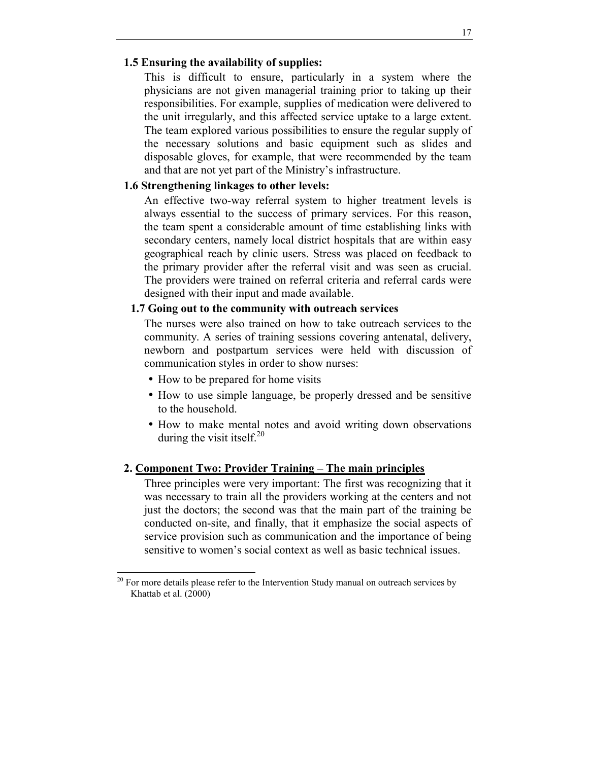### 1.5 Ensuring the availability of supplies:

This is difficult to ensure, particularly in a system where the physicians are not given managerial training prior to taking up their responsibilities. For example, supplies of medication were delivered to the unit irregularly, and this affected service uptake to a large extent. The team explored various possibilities to ensure the regular supply of the necessary solutions and basic equipment such as slides and disposable gloves, for example, that were recommended by the team and that are not yet part of the Ministry's infrastructure.

### 1.6 Strengthening linkages to other levels:

An effective two-way referral system to higher treatment levels is always essential to the success of primary services. For this reason, the team spent a considerable amount of time establishing links with secondary centers, namely local district hospitals that are within easy geographical reach by clinic users. Stress was placed on feedback to the primary provider after the referral visit and was seen as crucial. The providers were trained on referral criteria and referral cards were designed with their input and made available.

### 1.7 Going out to the community with outreach services

The nurses were also trained on how to take outreach services to the community. A series of training sessions covering antenatal, delivery, newborn and postpartum services were held with discussion of communication styles in order to show nurses:

- How to be prepared for home visits
- How to use simple language, be properly dressed and be sensitive to the household.
- How to make mental notes and avoid writing down observations during the visit itself.[20]

## 2. <u>Component Two: Provider Training – The main principles</u>

Three principles were very important: The first was recognizing that it was necessary to train all the providers working at the centers and not just the doctors; the second was that the main part of the training be conducted on-site, and finally, that it emphasize the social aspects of service provision such as communication and the importance of being sensitive to women's social context as well as basic technical issues.

---

[20] For more details please refer to the Intervention Study manual on outreach services by Khattab et al. (2000)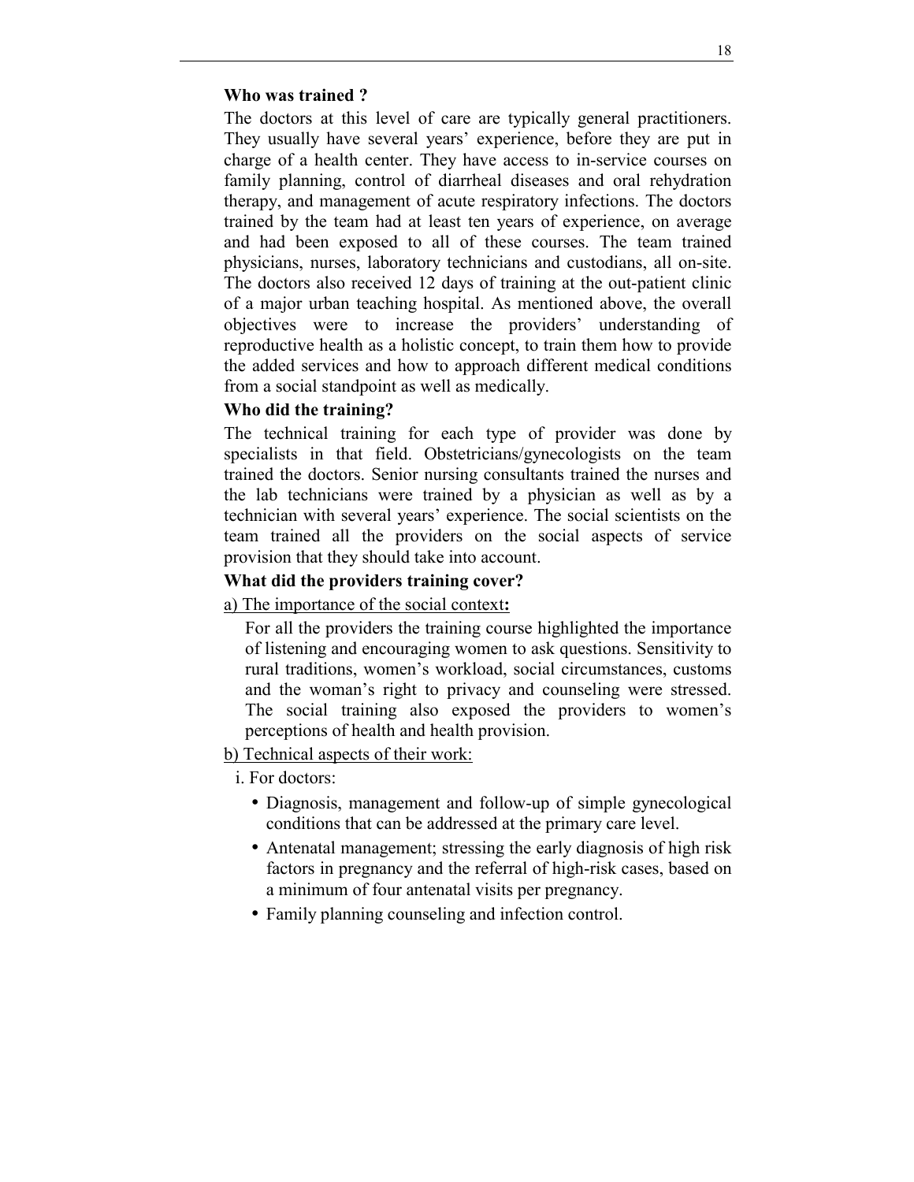**Who was trained ?**

The doctors at this level of care are typically general practitioners. They usually have several years' experience, before they are put in charge of a health center. They have access to in-service courses on family planning, control of diarrheal diseases and oral rehydration therapy, and management of acute respiratory infections. The doctors trained by the team had at least ten years of experience, on average and had been exposed to all of these courses. The team trained physicians, nurses, laboratory technicians and custodians, all on-site. The doctors also received 12 days of training at the out-patient clinic of a major urban teaching hospital. As mentioned above, the overall objectives were to increase the providers' understanding of reproductive health as a holistic concept, to train them how to provide the added services and how to approach different medical conditions from a social standpoint as well as medically.

**Who did the training?**

The technical training for each type of provider was done by specialists in that field. Obstetricians/gynecologists on the team trained the doctors. Senior nursing consultants trained the nurses and the lab technicians were trained by a physician as well as by a technician with several years' experience. The social scientists on the team trained all the providers on the social aspects of service provision that they should take into account.

**What did the providers training cover?**

<u>a) The importance of the social context</u>**:**

For all the providers the training course highlighted the importance of listening and encouraging women to ask questions. Sensitivity to rural traditions, women's workload, social circumstances, customs and the woman's right to privacy and counseling were stressed. The social training also exposed the providers to women's perceptions of health and health provision.

<u>b) Technical aspects of their work:</u>

i. For doctors:

- Diagnosis, management and follow-up of simple gynecological conditions that can be addressed at the primary care level.
- Antenatal management; stressing the early diagnosis of high risk factors in pregnancy and the referral of high-risk cases, based on a minimum of four antenatal visits per pregnancy.
- Family planning counseling and infection control.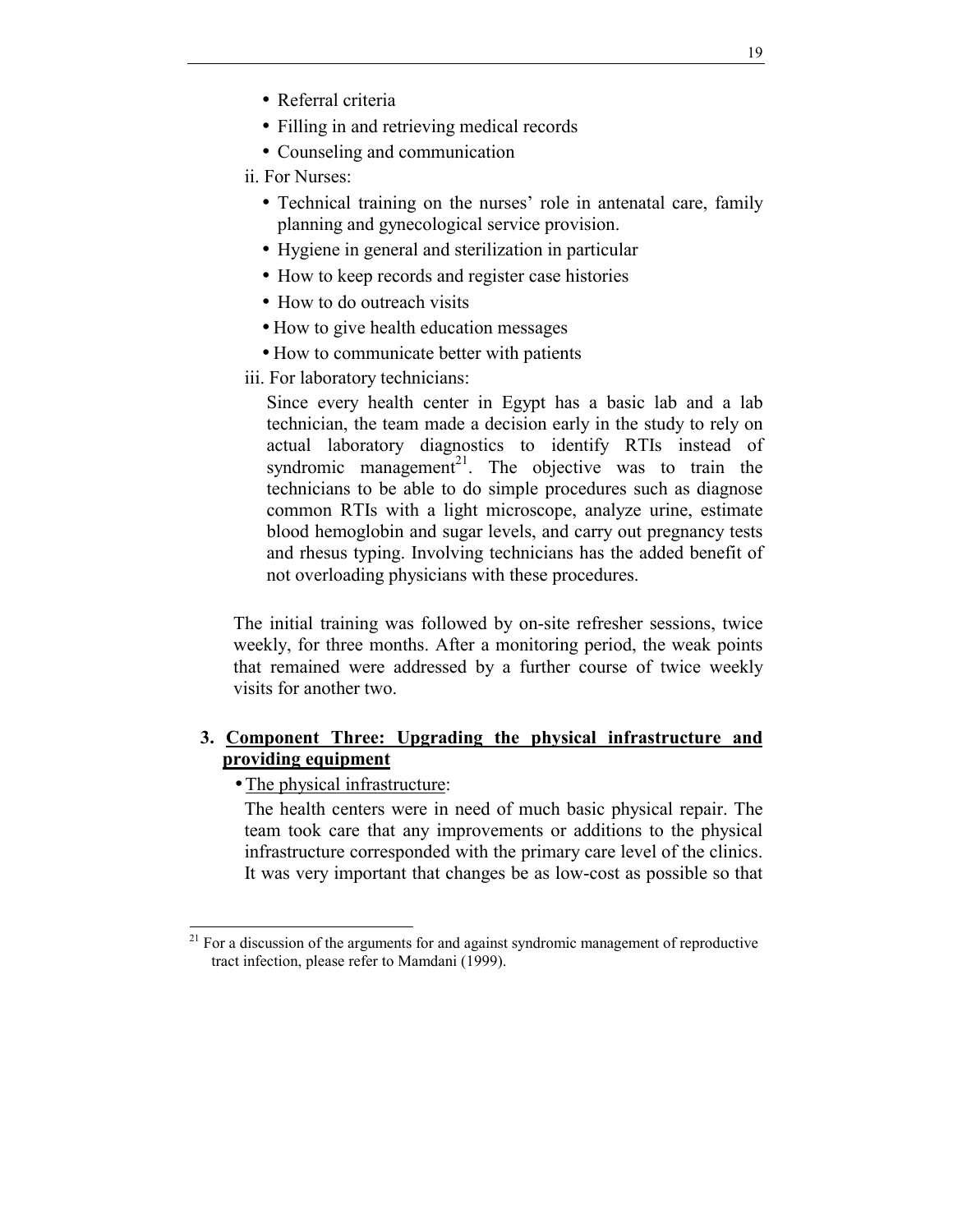- Referral criteria
- Filling in and retrieving medical records
- Counseling and communication

ii. For Nurses:

- Technical training on the nurses' role in antenatal care, family planning and gynecological service provision.
- Hygiene in general and sterilization in particular
- How to keep records and register case histories
- How to do outreach visits
- How to give health education messages
- How to communicate better with patients

iii. For laboratory technicians:

Since every health center in Egypt has a basic lab and a lab technician, the team made a decision early in the study to rely on actual laboratory diagnostics to identify RTIs instead of syndromic management[21]. The objective was to train the technicians to be able to do simple procedures such as diagnose common RTIs with a light microscope, analyze urine, estimate blood hemoglobin and sugar levels, and carry out pregnancy tests and rhesus typing. Involving technicians has the added benefit of not overloading physicians with these procedures.

The initial training was followed by on-site refresher sessions, twice weekly, for three months. After a monitoring period, the weak points that remained were addressed by a further course of twice weekly visits for another two.

### 3. Component Three: Upgrading the physical infrastructure and providing equipment

- The physical infrastructure:

The health centers were in need of much basic physical repair. The team took care that any improvements or additions to the physical infrastructure corresponded with the primary care level of the clinics. It was very important that changes be as low-cost as possible so that

---

[21] For a discussion of the arguments for and against syndromic management of reproductive tract infection, please refer to Mamdani (1999).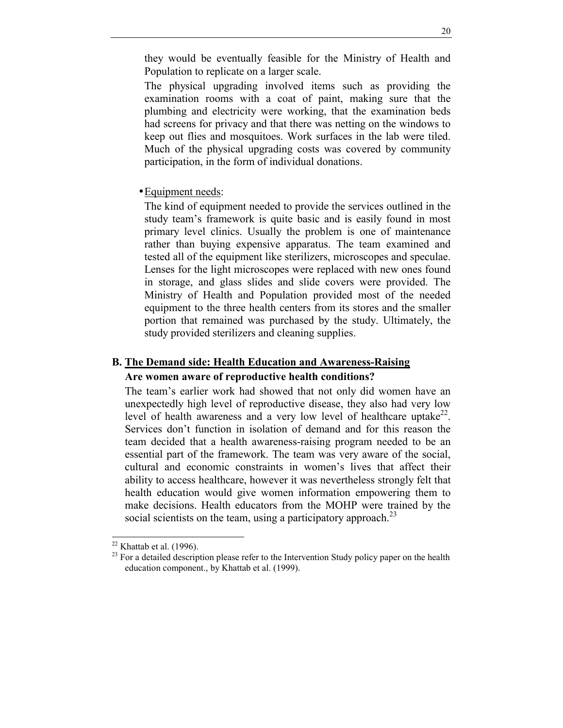they would be eventually feasible for the Ministry of Health and Population to replicate on a larger scale.

The physical upgrading involved items such as providing the examination rooms with a coat of paint, making sure that the plumbing and electricity were working, that the examination beds had screens for privacy and that there was netting on the windows to keep out flies and mosquitoes. Work surfaces in the lab were tiled. Much of the physical upgrading costs was covered by community participation, in the form of individual donations.

- <u>Equipment needs</u>:

The kind of equipment needed to provide the services outlined in the study team's framework is quite basic and is easily found in most primary level clinics. Usually the problem is one of maintenance rather than buying expensive apparatus. The team examined and tested all of the equipment like sterilizers, microscopes and speculae. Lenses for the light microscopes were replaced with new ones found in storage, and glass slides and slide covers were provided. The Ministry of Health and Population provided most of the needed equipment to the three health centers from its stores and the smaller portion that remained was purchased by the study. Ultimately, the study provided sterilizers and cleaning supplies.

## B. <u>The Demand side: Health Education and Awareness-Raising</u>

**Are women aware of reproductive health conditions?**

The team's earlier work had showed that not only did women have an unexpectedly high level of reproductive disease, they also had very low level of health awareness and a very low level of healthcare uptake[22]. Services don't function in isolation of demand and for this reason the team decided that a health awareness-raising program needed to be an essential part of the framework. The team was very aware of the social, cultural and economic constraints in women's lives that affect their ability to access healthcare, however it was nevertheless strongly felt that health education would give women information empowering them to make decisions. Health educators from the MOHP were trained by the social scientists on the team, using a participatory approach.[23]

---

[22] Khattab et al. (1996).

[23] For a detailed description please refer to the Intervention Study policy paper on the health education component., by Khattab et al. (1999).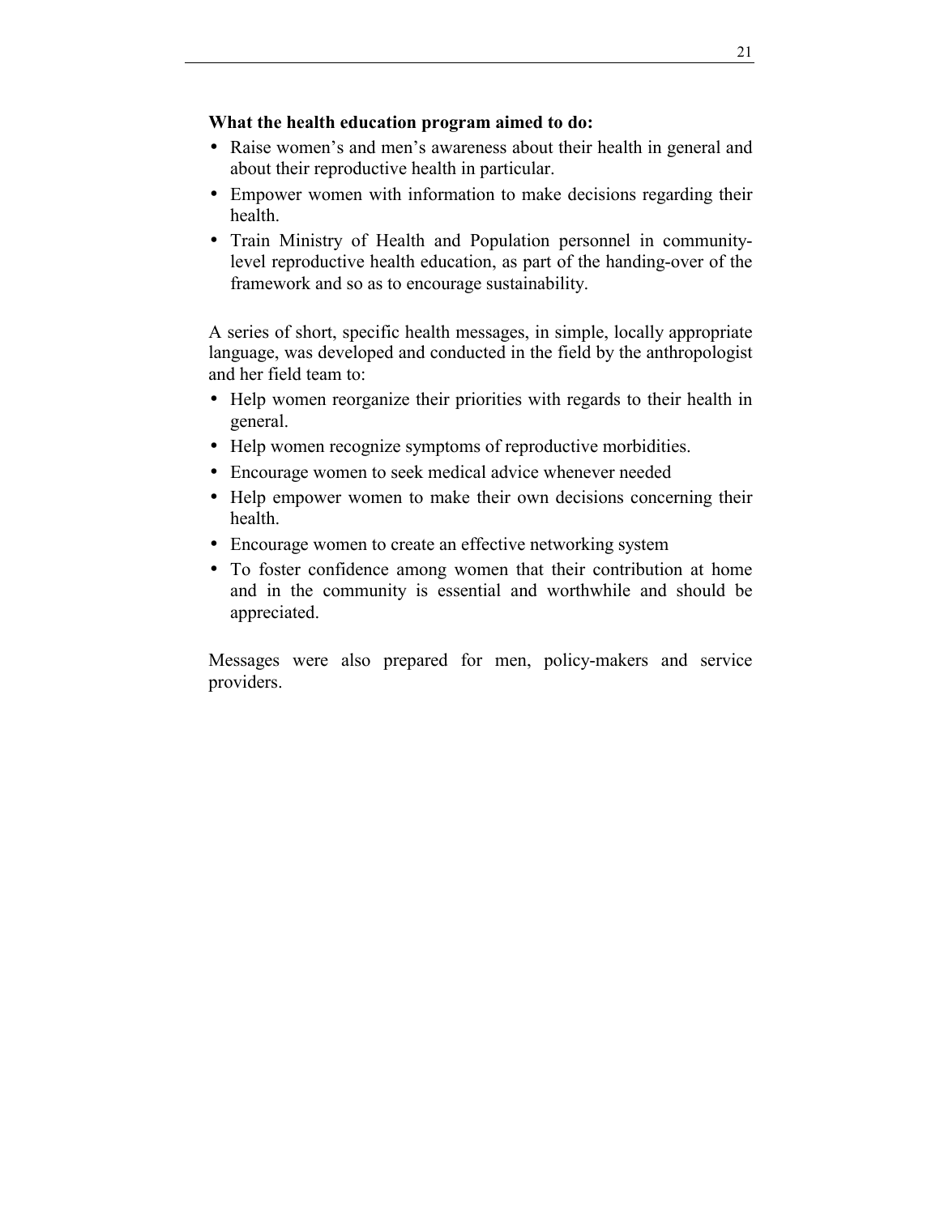**What the health education program aimed to do:**

- Raise women's and men's awareness about their health in general and about their reproductive health in particular.
- Empower women with information to make decisions regarding their health.
- Train Ministry of Health and Population personnel in community-level reproductive health education, as part of the handing-over of the framework and so as to encourage sustainability.

A series of short, specific health messages, in simple, locally appropriate language, was developed and conducted in the field by the anthropologist and her field team to:

- Help women reorganize their priorities with regards to their health in general.
- Help women recognize symptoms of reproductive morbidities.
- Encourage women to seek medical advice whenever needed
- Help empower women to make their own decisions concerning their health.
- Encourage women to create an effective networking system
- To foster confidence among women that their contribution at home and in the community is essential and worthwhile and should be appreciated.

Messages were also prepared for men, policy-makers and service providers.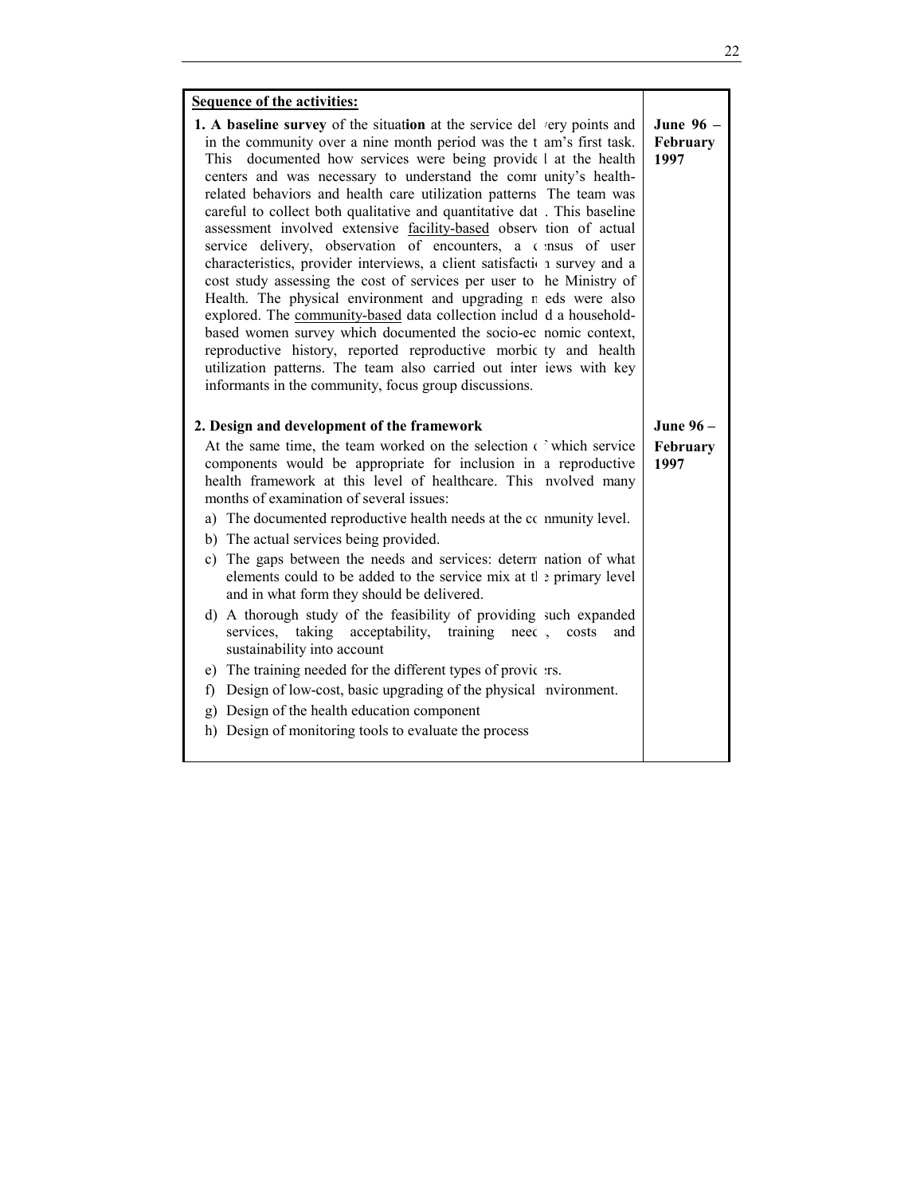| **Sequence of the activities:** | |
|---|---|
| **1. A baseline survey** of the situat**ion** at the service delivery points and in the community over a nine month period was the team's first task. This documented how services were being provided at the health centers and was necessary to understand the community's health-related behaviors and health care utilization patterns. The team was careful to collect both qualitative and quantitative data. This baseline assessment involved extensive facility-based observation of actual service delivery, observation of encounters, a census of user characteristics, provider interviews, a client satisfaction survey and a cost study assessing the cost of services per user to the Ministry of Health. The physical environment and upgrading needs were also explored. The community-based data collection included a household-based women survey which documented the socio-economic context, reproductive history, reported reproductive morbidity and health utilization patterns. The team also carried out interviews with key informants in the community, focus group discussions. | **June 96 – February 1997** |
| **2. Design and development of the framework**<br>At the same time, the team worked on the selection of which service components would be appropriate for inclusion in a reproductive health framework at this level of healthcare. This involved many months of examination of several issues:<br>a) The documented reproductive health needs at the community level.<br>b) The actual services being provided.<br>c) The gaps between the needs and services: determination of what elements could to be added to the service mix at the primary level and in what form they should be delivered.<br>d) A thorough study of the feasibility of providing such expanded services, taking acceptability, training need, costs and sustainability into account<br>e) The training needed for the different types of providers.<br>f) Design of low-cost, basic upgrading of the physical environment.<br>g) Design of the health education component<br>h) Design of monitoring tools to evaluate the process | **June 96 – February 1997** |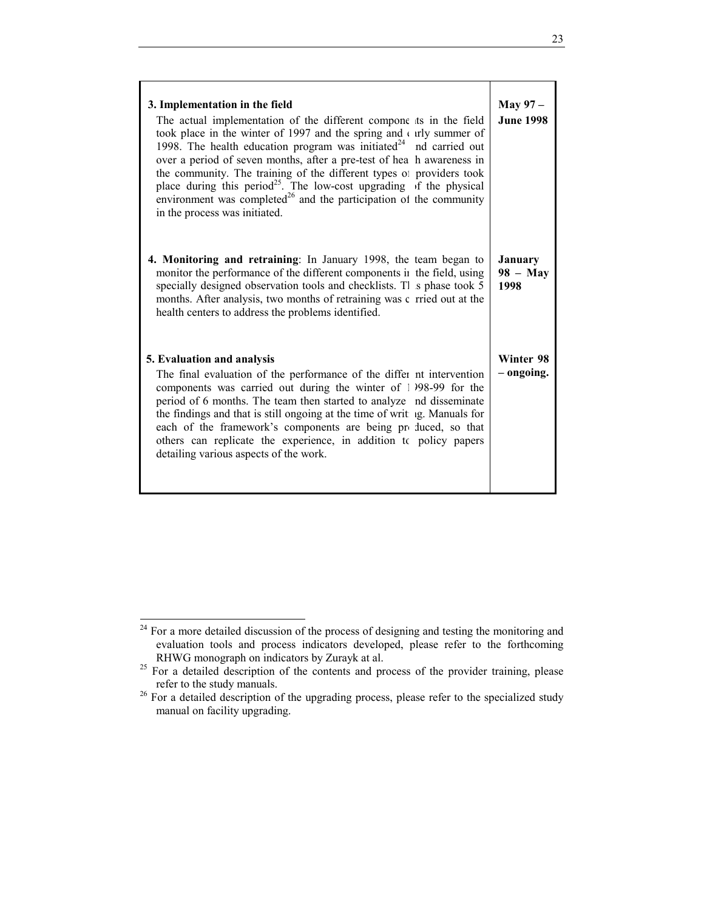| | |
|---|---|
| **3. Implementation in the field**<br>The actual implementation of the different components in the field took place in the winter of 1997 and the spring and early summer of 1998. The health education program was initiated[24] and carried out over a period of seven months, after a pre-test of health awareness in the community. The training of the different types of providers took place during this period[25]. The low-cost upgrading of the physical environment was completed[26] and the participation of the community in the process was initiated. | **May 97 – June 1998** |
| **4. Monitoring and retraining**: In January 1998, the team began to monitor the performance of the different components in the field, using specially designed observation tools and checklists. This phase took 5 months. After analysis, two months of retraining was carried out at the health centers to address the problems identified. | **January 98 – May 1998** |
| **5. Evaluation and analysis**<br>The final evaluation of the performance of the different intervention components was carried out during the winter of 1998-99 for the period of 6 months. The team then started to analyze and disseminate the findings and that is still ongoing at the time of writing. Manuals for each of the framework's components are being produced, so that others can replicate the experience, in addition to policy papers detailing various aspects of the work. | **Winter 98 – ongoing.** |

---

[24] For a more detailed discussion of the process of designing and testing the monitoring and evaluation tools and process indicators developed, please refer to the forthcoming RHWG monograph on indicators by Zurayk at al.

[25] For a detailed description of the contents and process of the provider training, please refer to the study manuals.

[26] For a detailed description of the upgrading process, please refer to the specialized study manual on facility upgrading.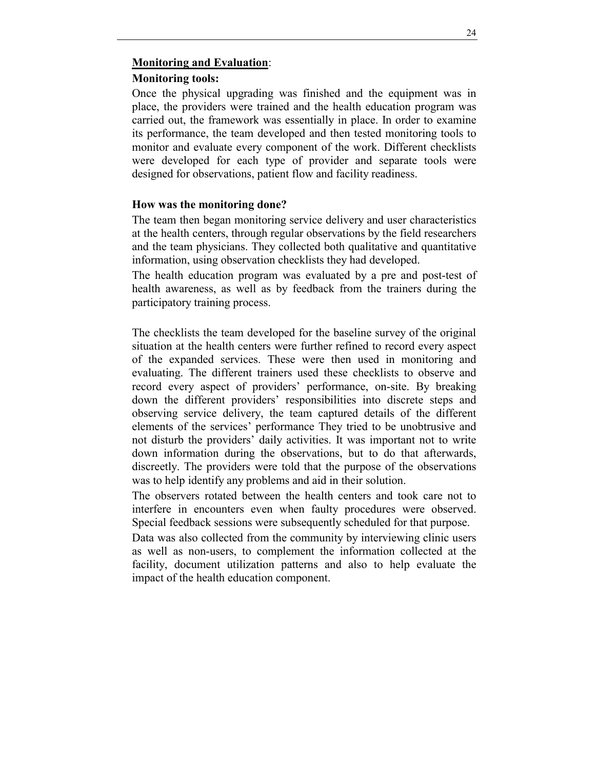## **Monitoring and Evaluation**:

### Monitoring tools:

Once the physical upgrading was finished and the equipment was in place, the providers were trained and the health education program was carried out, the framework was essentially in place. In order to examine its performance, the team developed and then tested monitoring tools to monitor and evaluate every component of the work. Different checklists were developed for each type of provider and separate tools were designed for observations, patient flow and facility readiness.

### How was the monitoring done?

The team then began monitoring service delivery and user characteristics at the health centers, through regular observations by the field researchers and the team physicians. They collected both qualitative and quantitative information, using observation checklists they had developed.

The health education program was evaluated by a pre and post-test of health awareness, as well as by feedback from the trainers during the participatory training process.

The checklists the team developed for the baseline survey of the original situation at the health centers were further refined to record every aspect of the expanded services. These were then used in monitoring and evaluating. The different trainers used these checklists to observe and record every aspect of providers' performance, on-site. By breaking down the different providers' responsibilities into discrete steps and observing service delivery, the team captured details of the different elements of the services' performance They tried to be unobtrusive and not disturb the providers' daily activities. It was important not to write down information during the observations, but to do that afterwards, discreetly. The providers were told that the purpose of the observations was to help identify any problems and aid in their solution.

The observers rotated between the health centers and took care not to interfere in encounters even when faulty procedures were observed. Special feedback sessions were subsequently scheduled for that purpose.

Data was also collected from the community by interviewing clinic users as well as non-users, to complement the information collected at the facility, document utilization patterns and also to help evaluate the impact of the health education component.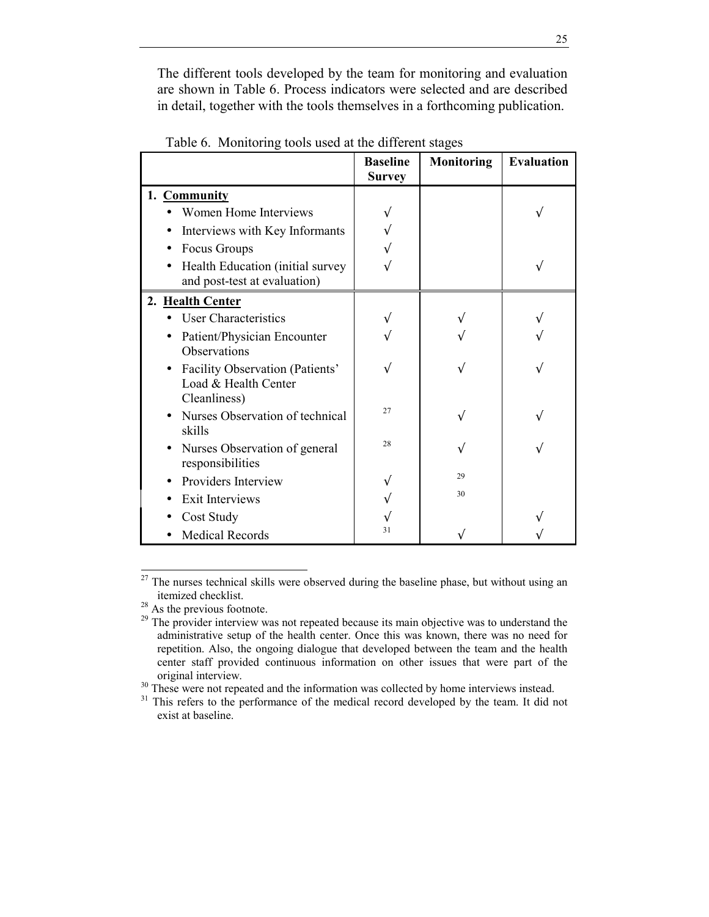The different tools developed by the team for monitoring and evaluation are shown in Table 6. Process indicators were selected and are described in detail, together with the tools themselves in a forthcoming publication.

Table 6. Monitoring tools used at the different stages

| | Baseline Survey | Monitoring | Evaluation |
|---|---|---|---|
| **1. Community** | | | |
| • Women Home Interviews | √ | | √ |
| • Interviews with Key Informants | √ | | |
| • Focus Groups | √ | | |
| • Health Education (initial survey and post-test at evaluation) | √ | | √ |
| **2. Health Center** | | | |
| • User Characteristics | √ | √ | √ |
| • Patient/Physician Encounter Observations | √ | √ | √ |
| • Facility Observation (Patients' Load & Health Center Cleanliness) | √ | √ | √ |
| • Nurses Observation of technical skills | [27] | √ | √ |
| • Nurses Observation of general responsibilities | [28] | √ | √ |
| • Providers Interview | √ | [29] | |
| • Exit Interviews | √ | [30] | |
| • Cost Study | √ | | √ |
| • Medical Records | [31] | √ | √ |

[27] The nurses technical skills were observed during the baseline phase, but without using an itemized checklist.

[28] As the previous footnote.

[29] The provider interview was not repeated because its main objective was to understand the administrative setup of the health center. Once this was known, there was no need for repetition. Also, the ongoing dialogue that developed between the team and the health center staff provided continuous information on other issues that were part of the original interview.

[30] These were not repeated and the information was collected by home interviews instead.

[31] This refers to the performance of the medical record developed by the team. It did not exist at baseline.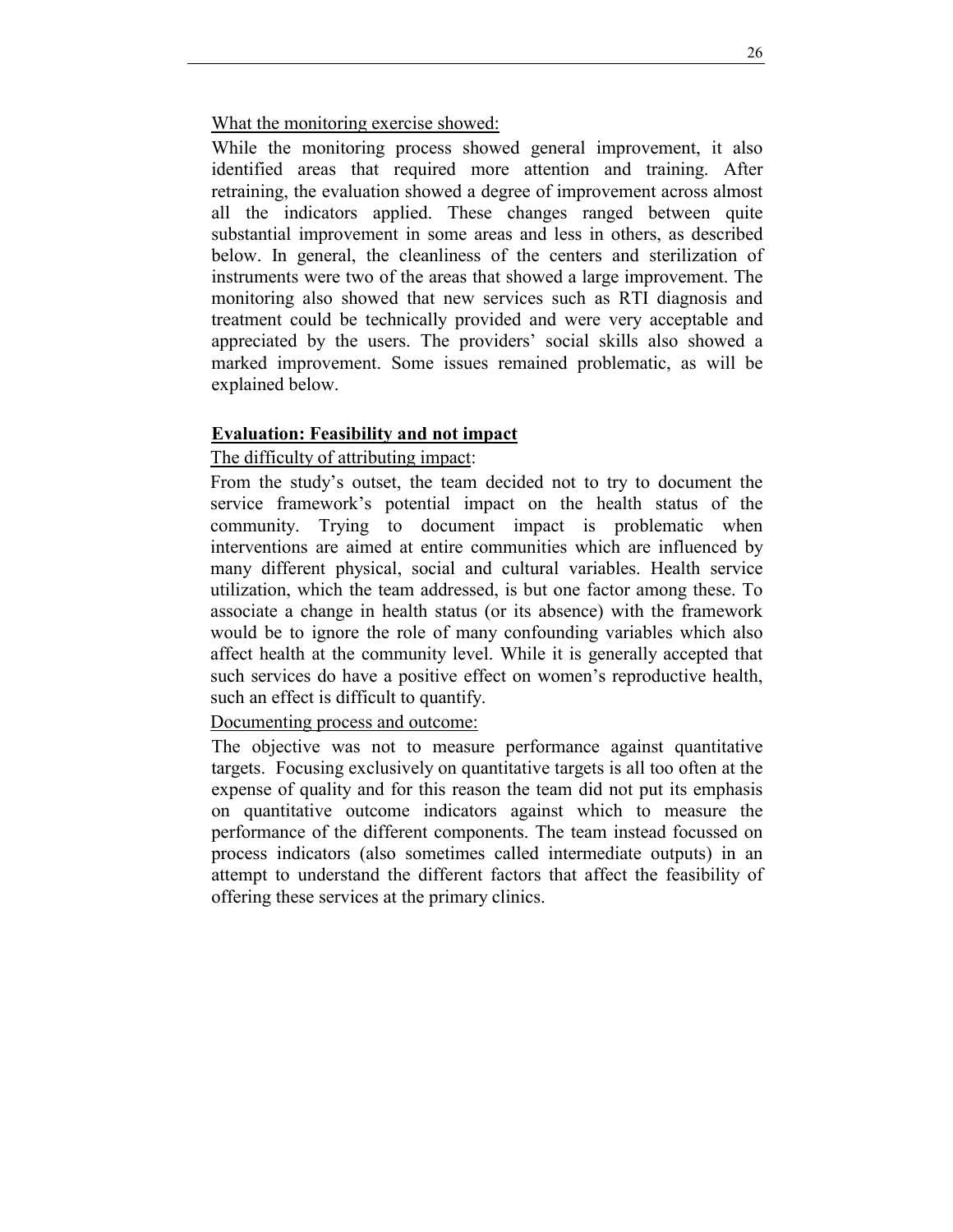What the monitoring exercise showed:

While the monitoring process showed general improvement, it also identified areas that required more attention and training. After retraining, the evaluation showed a degree of improvement across almost all the indicators applied. These changes ranged between quite substantial improvement in some areas and less in others, as described below. In general, the cleanliness of the centers and sterilization of instruments were two of the areas that showed a large improvement. The monitoring also showed that new services such as RTI diagnosis and treatment could be technically provided and were very acceptable and appreciated by the users. The providers' social skills also showed a marked improvement. Some issues remained problematic, as will be explained below.

## Evaluation: Feasibility and not impact

The difficulty of attributing impact:

From the study's outset, the team decided not to try to document the service framework's potential impact on the health status of the community. Trying to document impact is problematic when interventions are aimed at entire communities which are influenced by many different physical, social and cultural variables. Health service utilization, which the team addressed, is but one factor among these. To associate a change in health status (or its absence) with the framework would be to ignore the role of many confounding variables which also affect health at the community level. While it is generally accepted that such services do have a positive effect on women's reproductive health, such an effect is difficult to quantify.

Documenting process and outcome:

The objective was not to measure performance against quantitative targets. Focusing exclusively on quantitative targets is all too often at the expense of quality and for this reason the team did not put its emphasis on quantitative outcome indicators against which to measure the performance of the different components. The team instead focussed on process indicators (also sometimes called intermediate outputs) in an attempt to understand the different factors that affect the feasibility of offering these services at the primary clinics.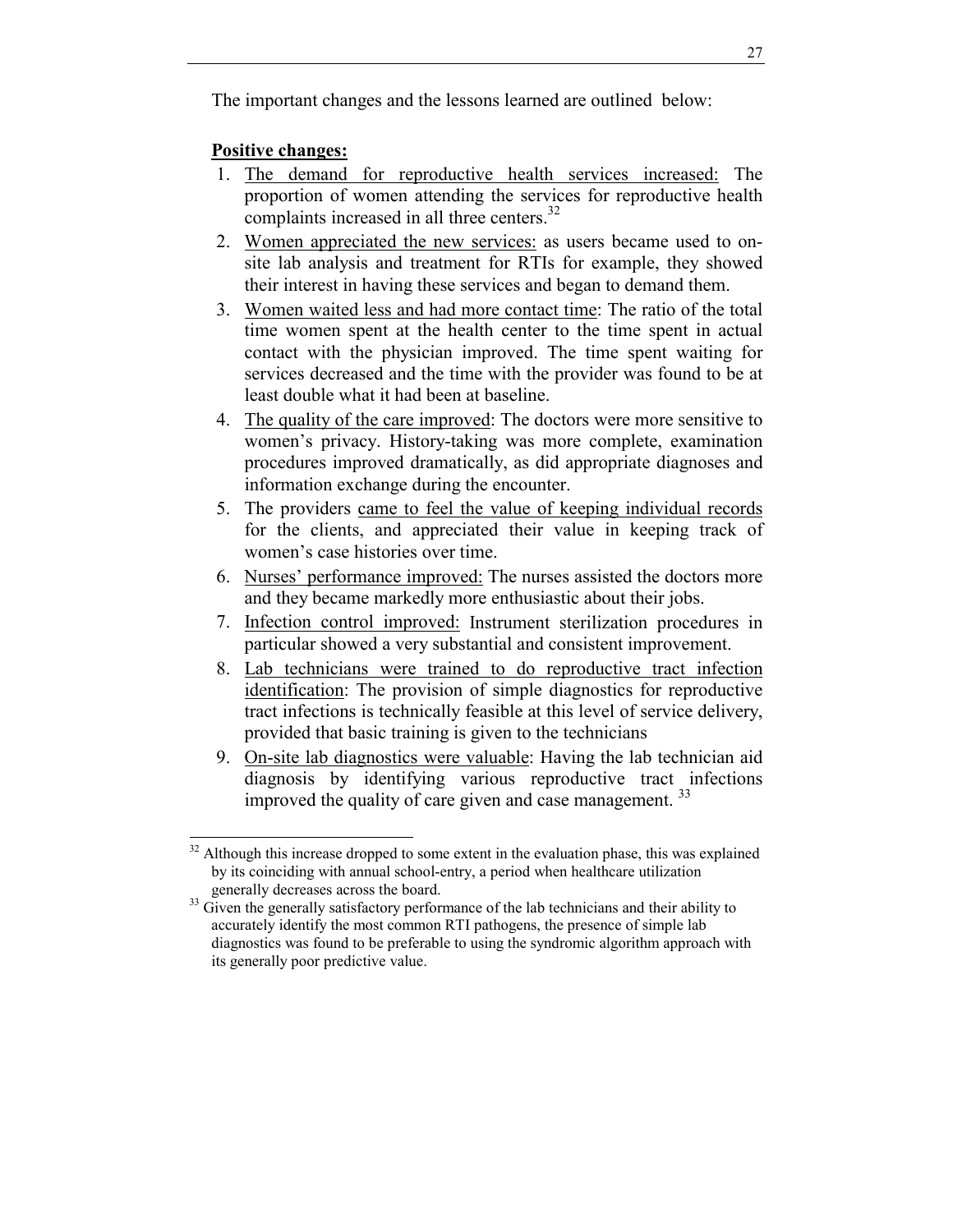The important changes and the lessons learned are outlined below:

**Positive changes:**

1. The demand for reproductive health services increased: The proportion of women attending the services for reproductive health complaints increased in all three centers.[32]
2. Women appreciated the new services: as users became used to on-site lab analysis and treatment for RTIs for example, they showed their interest in having these services and began to demand them.
3. Women waited less and had more contact time: The ratio of the total time women spent at the health center to the time spent in actual contact with the physician improved. The time spent waiting for services decreased and the time with the provider was found to be at least double what it had been at baseline.
4. The quality of the care improved: The doctors were more sensitive to women's privacy. History-taking was more complete, examination procedures improved dramatically, as did appropriate diagnoses and information exchange during the encounter.
5. The providers came to feel the value of keeping individual records for the clients, and appreciated their value in keeping track of women's case histories over time.
6. Nurses' performance improved: The nurses assisted the doctors more and they became markedly more enthusiastic about their jobs.
7. Infection control improved: Instrument sterilization procedures in particular showed a very substantial and consistent improvement.
8. Lab technicians were trained to do reproductive tract infection identification: The provision of simple diagnostics for reproductive tract infections is technically feasible at this level of service delivery, provided that basic training is given to the technicians
9. On-site lab diagnostics were valuable: Having the lab technician aid diagnosis by identifying various reproductive tract infections improved the quality of care given and case management.[33]

---

[32] Although this increase dropped to some extent in the evaluation phase, this was explained by its coinciding with annual school-entry, a period when healthcare utilization generally decreases across the board.

[33] Given the generally satisfactory performance of the lab technicians and their ability to accurately identify the most common RTI pathogens, the presence of simple lab diagnostics was found to be preferable to using the syndromic algorithm approach with its generally poor predictive value.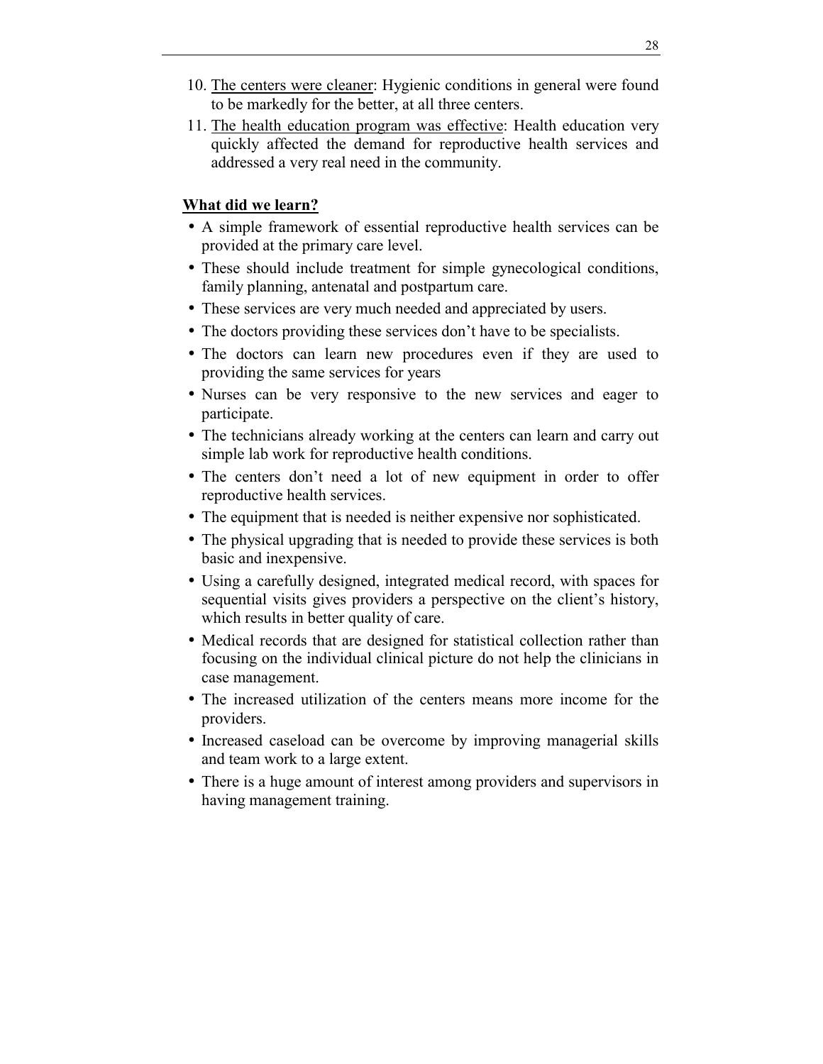10. <u>The centers were cleaner</u>: Hygienic conditions in general were found to be markedly for the better, at all three centers.
11. <u>The health education program was effective</u>: Health education very quickly affected the demand for reproductive health services and addressed a very real need in the community.

**<u>What did we learn?</u>**

- A simple framework of essential reproductive health services can be provided at the primary care level.
- These should include treatment for simple gynecological conditions, family planning, antenatal and postpartum care.
- These services are very much needed and appreciated by users.
- The doctors providing these services don't have to be specialists.
- The doctors can learn new procedures even if they are used to providing the same services for years
- Nurses can be very responsive to the new services and eager to participate.
- The technicians already working at the centers can learn and carry out simple lab work for reproductive health conditions.
- The centers don't need a lot of new equipment in order to offer reproductive health services.
- The equipment that is needed is neither expensive nor sophisticated.
- The physical upgrading that is needed to provide these services is both basic and inexpensive.
- Using a carefully designed, integrated medical record, with spaces for sequential visits gives providers a perspective on the client's history, which results in better quality of care.
- Medical records that are designed for statistical collection rather than focusing on the individual clinical picture do not help the clinicians in case management.
- The increased utilization of the centers means more income for the providers.
- Increased caseload can be overcome by improving managerial skills and team work to a large extent.
- There is a huge amount of interest among providers and supervisors in having management training.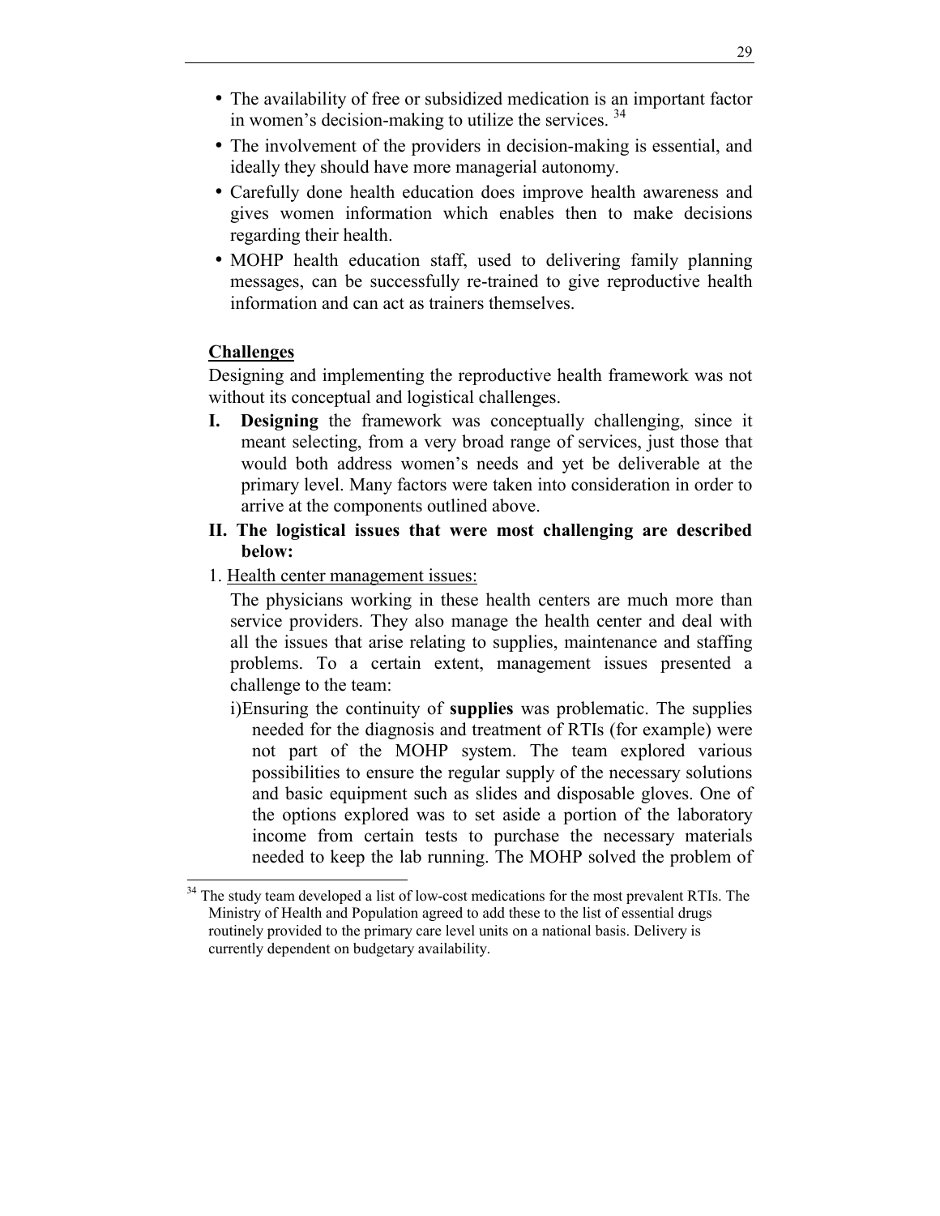- The availability of free or subsidized medication is an important factor in women's decision-making to utilize the services. [34]
- The involvement of the providers in decision-making is essential, and ideally they should have more managerial autonomy.
- Carefully done health education does improve health awareness and gives women information which enables then to make decisions regarding their health.
- MOHP health education staff, used to delivering family planning messages, can be successfully re-trained to give reproductive health information and can act as trainers themselves.

**Challenges**

Designing and implementing the reproductive health framework was not without its conceptual and logistical challenges.

**I. Designing** the framework was conceptually challenging, since it meant selecting, from a very broad range of services, just those that would both address women's needs and yet be deliverable at the primary level. Many factors were taken into consideration in order to arrive at the components outlined above.

**II. The logistical issues that were most challenging are described below:**

1. Health center management issues:

The physicians working in these health centers are much more than service providers. They also manage the health center and deal with all the issues that arise relating to supplies, maintenance and staffing problems. To a certain extent, management issues presented a challenge to the team:

i) Ensuring the continuity of **supplies** was problematic. The supplies needed for the diagnosis and treatment of RTIs (for example) were not part of the MOHP system. The team explored various possibilities to ensure the regular supply of the necessary solutions and basic equipment such as slides and disposable gloves. One of the options explored was to set aside a portion of the laboratory income from certain tests to purchase the necessary materials needed to keep the lab running. The MOHP solved the problem of

[34] The study team developed a list of low-cost medications for the most prevalent RTIs. The Ministry of Health and Population agreed to add these to the list of essential drugs routinely provided to the primary care level units on a national basis. Delivery is currently dependent on budgetary availability.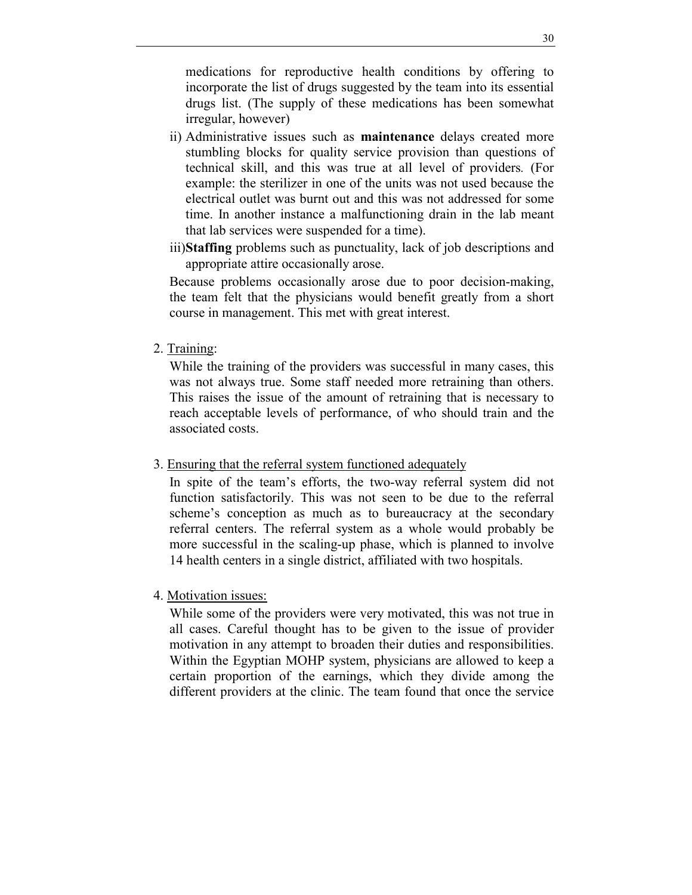medications for reproductive health conditions by offering to incorporate the list of drugs suggested by the team into its essential drugs list. (The supply of these medications has been somewhat irregular, however)

ii) Administrative issues such as **maintenance** delays created more stumbling blocks for quality service provision than questions of technical skill, and this was true at all level of providers. (For example: the sterilizer in one of the units was not used because the electrical outlet was burnt out and this was not addressed for some time. In another instance a malfunctioning drain in the lab meant that lab services were suspended for a time).

iii) **Staffing** problems such as punctuality, lack of job descriptions and appropriate attire occasionally arose.

Because problems occasionally arose due to poor decision-making, the team felt that the physicians would benefit greatly from a short course in management. This met with great interest.

2. <u>Training</u>:

   While the training of the providers was successful in many cases, this was not always true. Some staff needed more retraining than others. This raises the issue of the amount of retraining that is necessary to reach acceptable levels of performance, of who should train and the associated costs.

3. <u>Ensuring that the referral system functioned adequately</u>

   In spite of the team's efforts, the two-way referral system did not function satisfactorily. This was not seen to be due to the referral scheme's conception as much as to bureaucracy at the secondary referral centers. The referral system as a whole would probably be more successful in the scaling-up phase, which is planned to involve 14 health centers in a single district, affiliated with two hospitals.

4. <u>Motivation issues:</u>

   While some of the providers were very motivated, this was not true in all cases. Careful thought has to be given to the issue of provider motivation in any attempt to broaden their duties and responsibilities. Within the Egyptian MOHP system, physicians are allowed to keep a certain proportion of the earnings, which they divide among the different providers at the clinic. The team found that once the service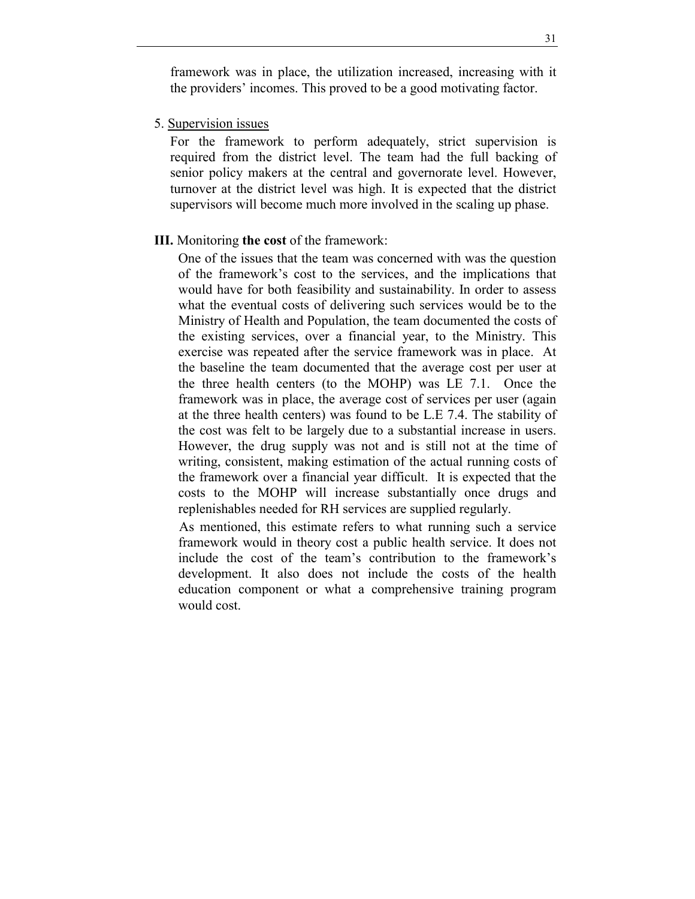framework was in place, the utilization increased, increasing with it the providers' incomes. This proved to be a good motivating factor.

5. <u>Supervision issues</u>

For the framework to perform adequately, strict supervision is required from the district level. The team had the full backing of senior policy makers at the central and governorate level. However, turnover at the district level was high. It is expected that the district supervisors will become much more involved in the scaling up phase.

**III.** Monitoring **the cost** of the framework:

One of the issues that the team was concerned with was the question of the framework's cost to the services, and the implications that would have for both feasibility and sustainability. In order to assess what the eventual costs of delivering such services would be to the Ministry of Health and Population, the team documented the costs of the existing services, over a financial year, to the Ministry. This exercise was repeated after the service framework was in place. At the baseline the team documented that the average cost per user at the three health centers (to the MOHP) was LE 7.1. Once the framework was in place, the average cost of services per user (again at the three health centers) was found to be L.E 7.4. The stability of the cost was felt to be largely due to a substantial increase in users. However, the drug supply was not and is still not at the time of writing, consistent, making estimation of the actual running costs of the framework over a financial year difficult. It is expected that the costs to the MOHP will increase substantially once drugs and replenishables needed for RH services are supplied regularly.

As mentioned, this estimate refers to what running such a service framework would in theory cost a public health service. It does not include the cost of the team's contribution to the framework's development. It also does not include the costs of the health education component or what a comprehensive training program would cost.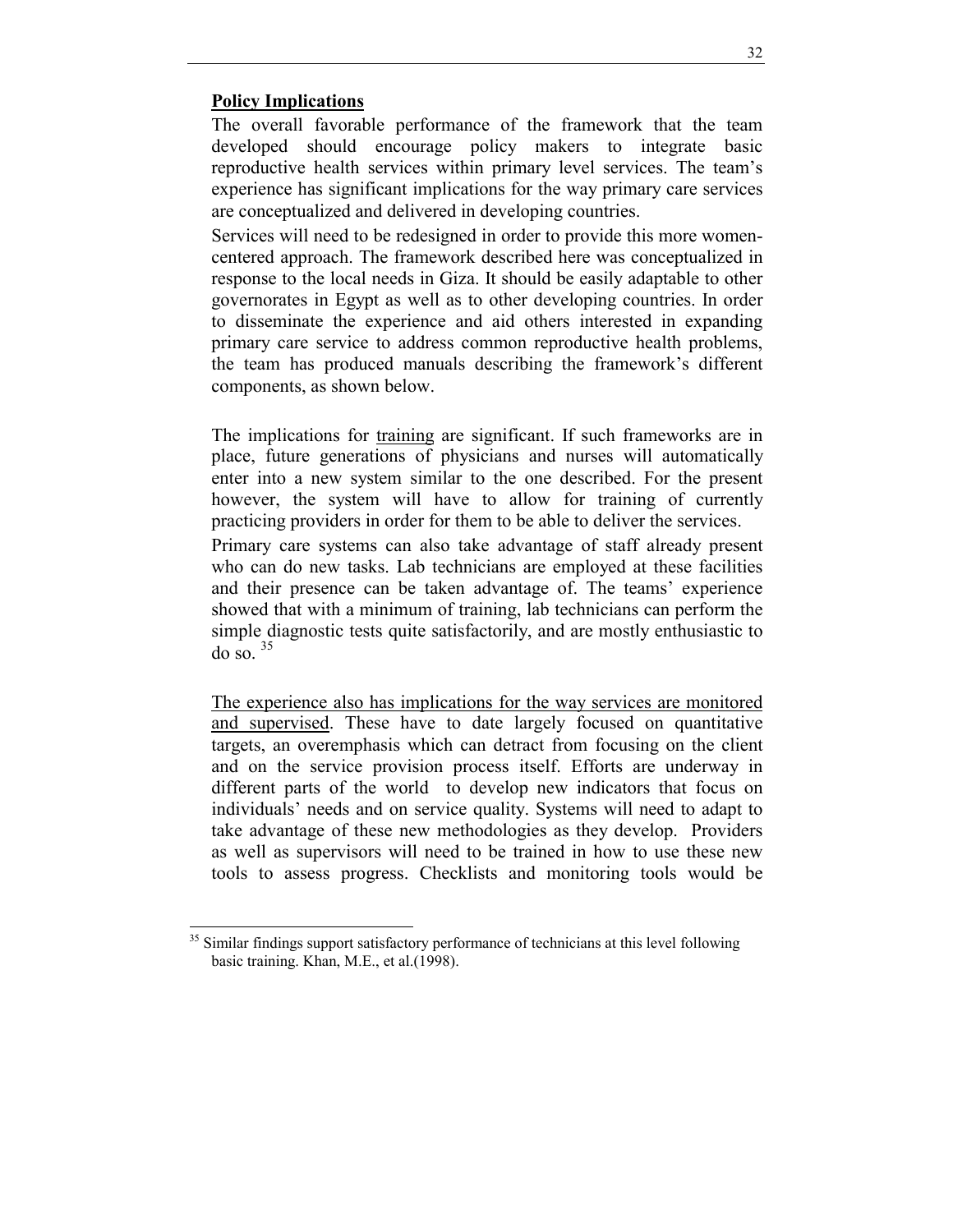**Policy Implications**

The overall favorable performance of the framework that the team developed should encourage policy makers to integrate basic reproductive health services within primary level services. The team's experience has significant implications for the way primary care services are conceptualized and delivered in developing countries.

Services will need to be redesigned in order to provide this more women-centered approach. The framework described here was conceptualized in response to the local needs in Giza. It should be easily adaptable to other governorates in Egypt as well as to other developing countries. In order to disseminate the experience and aid others interested in expanding primary care service to address common reproductive health problems, the team has produced manuals describing the framework's different components, as shown below.

The implications for training are significant. If such frameworks are in place, future generations of physicians and nurses will automatically enter into a new system similar to the one described. For the present however, the system will have to allow for training of currently practicing providers in order for them to be able to deliver the services.

Primary care systems can also take advantage of staff already present who can do new tasks. Lab technicians are employed at these facilities and their presence can be taken advantage of. The teams' experience showed that with a minimum of training, lab technicians can perform the simple diagnostic tests quite satisfactorily, and are mostly enthusiastic to do so. [35]

The experience also has implications for the way services are monitored and supervised. These have to date largely focused on quantitative targets, an overemphasis which can detract from focusing on the client and on the service provision process itself. Efforts are underway in different parts of the world to develop new indicators that focus on individuals' needs and on service quality. Systems will need to adapt to take advantage of these new methodologies as they develop. Providers as well as supervisors will need to be trained in how to use these new tools to assess progress. Checklists and monitoring tools would be

[35] Similar findings support satisfactory performance of technicians at this level following basic training. Khan, M.E., et al.(1998).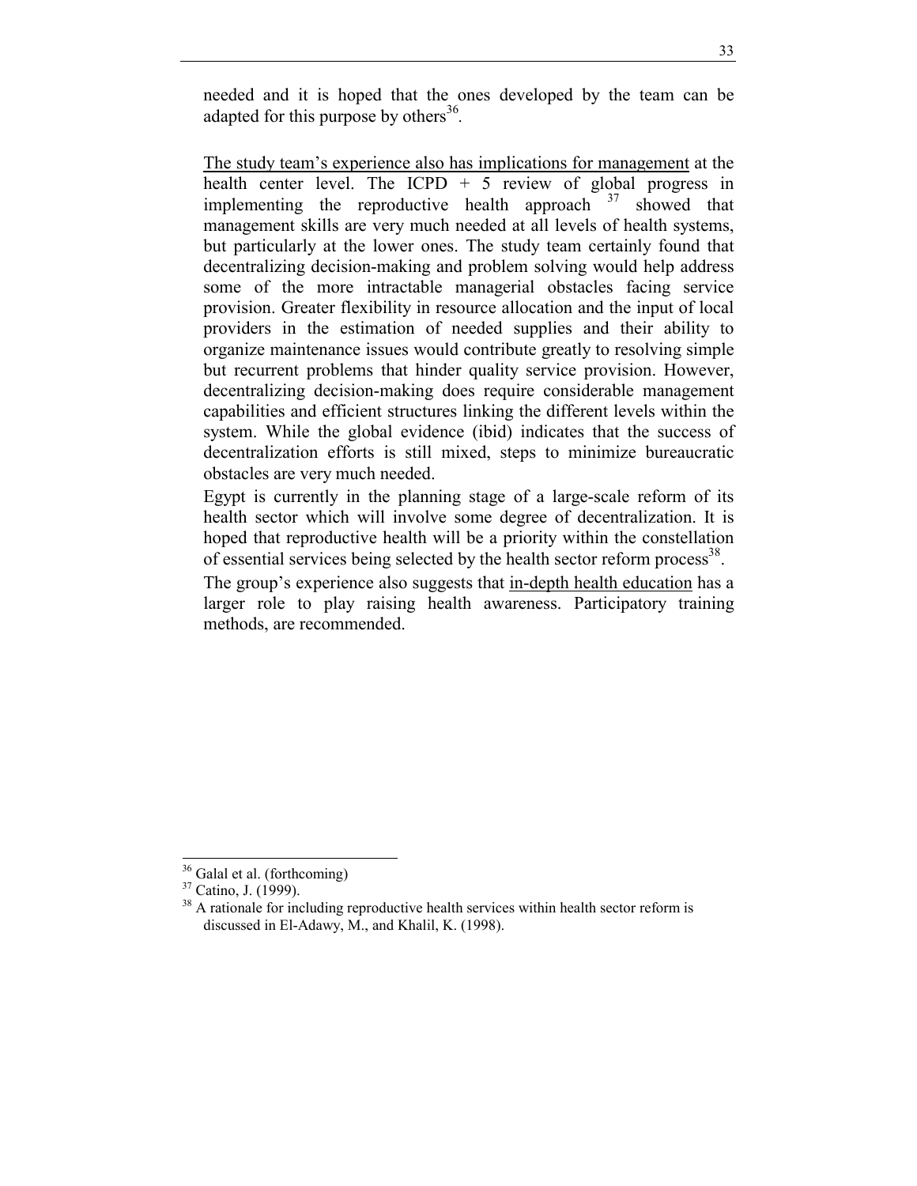needed and it is hoped that the ones developed by the team can be adapted for this purpose by others[36].

The study team's experience also has implications for management at the health center level. The ICPD + 5 review of global progress in implementing the reproductive health approach [37] showed that management skills are very much needed at all levels of health systems, but particularly at the lower ones. The study team certainly found that decentralizing decision-making and problem solving would help address some of the more intractable managerial obstacles facing service provision. Greater flexibility in resource allocation and the input of local providers in the estimation of needed supplies and their ability to organize maintenance issues would contribute greatly to resolving simple but recurrent problems that hinder quality service provision. However, decentralizing decision-making does require considerable management capabilities and efficient structures linking the different levels within the system. While the global evidence (ibid) indicates that the success of decentralization efforts is still mixed, steps to minimize bureaucratic obstacles are very much needed.

Egypt is currently in the planning stage of a large-scale reform of its health sector which will involve some degree of decentralization. It is hoped that reproductive health will be a priority within the constellation of essential services being selected by the health sector reform process[38].

The group's experience also suggests that in-depth health education has a larger role to play raising health awareness. Participatory training methods, are recommended.

---

[36] Galal et al. (forthcoming)

[37] Catino, J. (1999).

[38] A rationale for including reproductive health services within health sector reform is discussed in El-Adawy, M., and Khalil, K. (1998).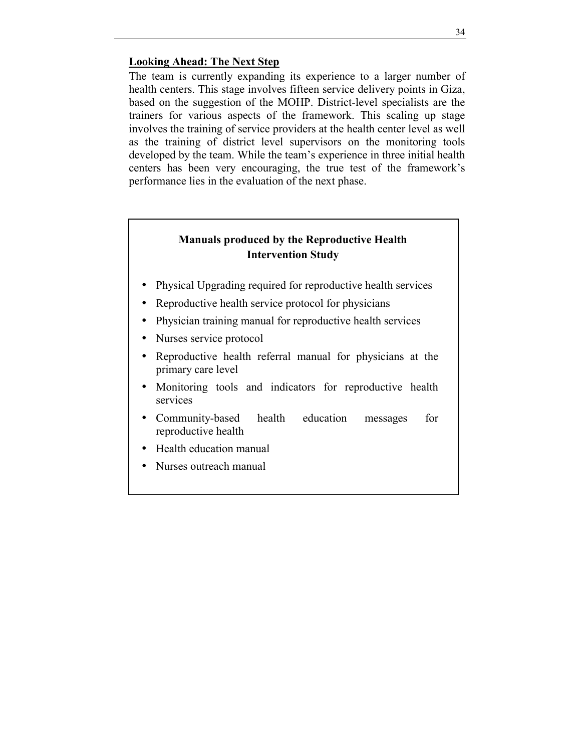**Looking Ahead: The Next Step**

The team is currently expanding its experience to a larger number of health centers. This stage involves fifteen service delivery points in Giza, based on the suggestion of the MOHP. District-level specialists are the trainers for various aspects of the framework. This scaling up stage involves the training of service providers at the health center level as well as the training of district level supervisors on the monitoring tools developed by the team. While the team's experience in three initial health centers has been very encouraging, the true test of the framework's performance lies in the evaluation of the next phase.

**Manuals produced by the Reproductive Health Intervention Study**

- Physical Upgrading required for reproductive health services
- Reproductive health service protocol for physicians
- Physician training manual for reproductive health services
- Nurses service protocol
- Reproductive health referral manual for physicians at the primary care level
- Monitoring tools and indicators for reproductive health services
- Community-based health education messages for reproductive health
- Health education manual
- Nurses outreach manual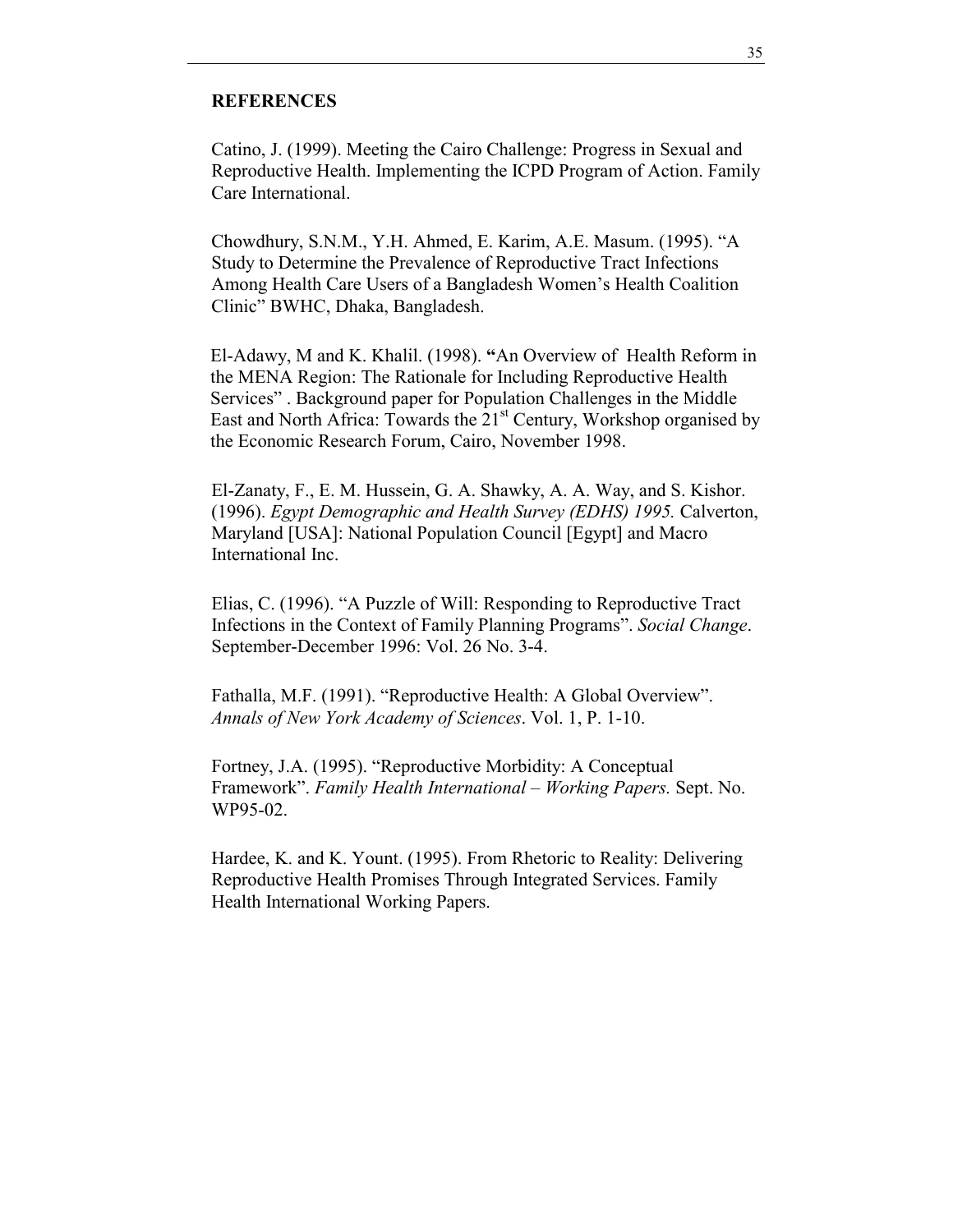## REFERENCES

Catino, J. (1999). Meeting the Cairo Challenge: Progress in Sexual and Reproductive Health. Implementing the ICPD Program of Action. Family Care International.

Chowdhury, S.N.M., Y.H. Ahmed, E. Karim, A.E. Masum. (1995). "A Study to Determine the Prevalence of Reproductive Tract Infections Among Health Care Users of a Bangladesh Women's Health Coalition Clinic" BWHC, Dhaka, Bangladesh.

El-Adawy, M and K. Khalil. (1998). **"**An Overview of Health Reform in the MENA Region: The Rationale for Including Reproductive Health Services" . Background paper for Population Challenges in the Middle East and North Africa: Towards the 21st Century, Workshop organised by the Economic Research Forum, Cairo, November 1998.

El-Zanaty, F., E. M. Hussein, G. A. Shawky, A. A. Way, and S. Kishor. (1996). *Egypt Demographic and Health Survey (EDHS) 1995.* Calverton, Maryland [USA]: National Population Council [Egypt] and Macro International Inc.

Elias, C. (1996). "A Puzzle of Will: Responding to Reproductive Tract Infections in the Context of Family Planning Programs". *Social Change*. September-December 1996: Vol. 26 No. 3-4.

Fathalla, M.F. (1991). "Reproductive Health: A Global Overview". *Annals of New York Academy of Sciences*. Vol. 1, P. 1-10.

Fortney, J.A. (1995). "Reproductive Morbidity: A Conceptual Framework". *Family Health International – Working Papers.* Sept. No. WP95-02.

Hardee, K. and K. Yount. (1995). From Rhetoric to Reality: Delivering Reproductive Health Promises Through Integrated Services. Family Health International Working Papers.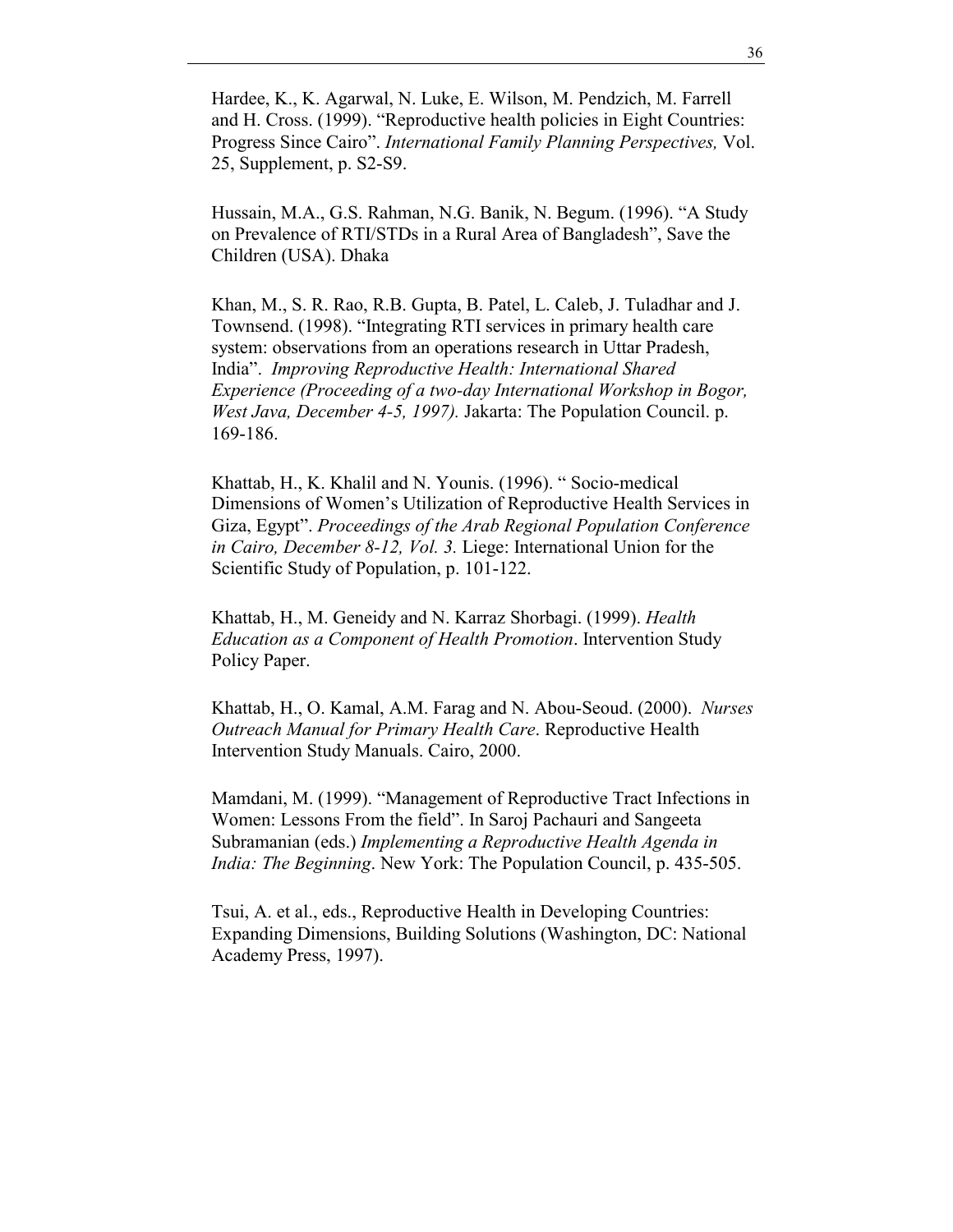Hardee, K., K. Agarwal, N. Luke, E. Wilson, M. Pendzich, M. Farrell and H. Cross. (1999). “Reproductive health policies in Eight Countries: Progress Since Cairo”. *International Family Planning Perspectives,* Vol. 25, Supplement, p. S2-S9.

Hussain, M.A., G.S. Rahman, N.G. Banik, N. Begum. (1996). “A Study on Prevalence of RTI/STDs in a Rural Area of Bangladesh”, Save the Children (USA). Dhaka

Khan, M., S. R. Rao, R.B. Gupta, B. Patel, L. Caleb, J. Tuladhar and J. Townsend. (1998). “Integrating RTI services in primary health care system: observations from an operations research in Uttar Pradesh, India”. *Improving Reproductive Health: International Shared Experience (Proceeding of a two-day International Workshop in Bogor, West Java, December 4-5, 1997).* Jakarta: The Population Council. p. 169-186.

Khattab, H., K. Khalil and N. Younis. (1996). “ Socio-medical Dimensions of Women’s Utilization of Reproductive Health Services in Giza, Egypt”. *Proceedings of the Arab Regional Population Conference in Cairo, December 8-12, Vol. 3.* Liege: International Union for the Scientific Study of Population, p. 101-122.

Khattab, H., M. Geneidy and N. Karraz Shorbagi. (1999). *Health Education as a Component of Health Promotion*. Intervention Study Policy Paper.

Khattab, H., O. Kamal, A.M. Farag and N. Abou-Seoud. (2000). *Nurses Outreach Manual for Primary Health Care*. Reproductive Health Intervention Study Manuals. Cairo, 2000.

Mamdani, M. (1999). “Management of Reproductive Tract Infections in Women: Lessons From the field”. In Saroj Pachauri and Sangeeta Subramanian (eds.) *Implementing a Reproductive Health Agenda in India: The Beginning*. New York: The Population Council, p. 435-505.

Tsui, A. et al., eds., Reproductive Health in Developing Countries: Expanding Dimensions, Building Solutions (Washington, DC: National Academy Press, 1997).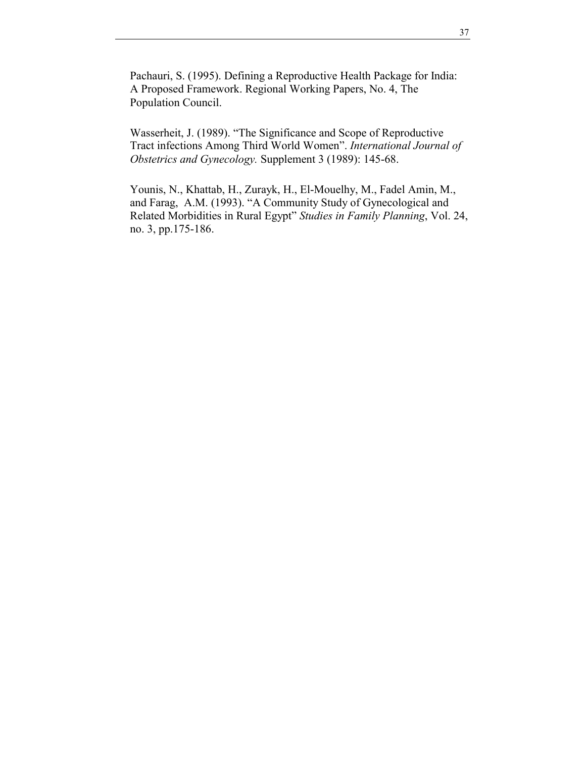Pachauri, S. (1995). Defining a Reproductive Health Package for India: A Proposed Framework. Regional Working Papers, No. 4, The Population Council.

Wasserheit, J. (1989). “The Significance and Scope of Reproductive Tract infections Among Third World Women”. *International Journal of Obstetrics and Gynecology.* Supplement 3 (1989): 145-68.

Younis, N., Khattab, H., Zurayk, H., El-Mouelhy, M., Fadel Amin, M., and Farag, A.M. (1993). “A Community Study of Gynecological and Related Morbidities in Rural Egypt” *Studies in Family Planning*, Vol. 24, no. 3, pp.175-186.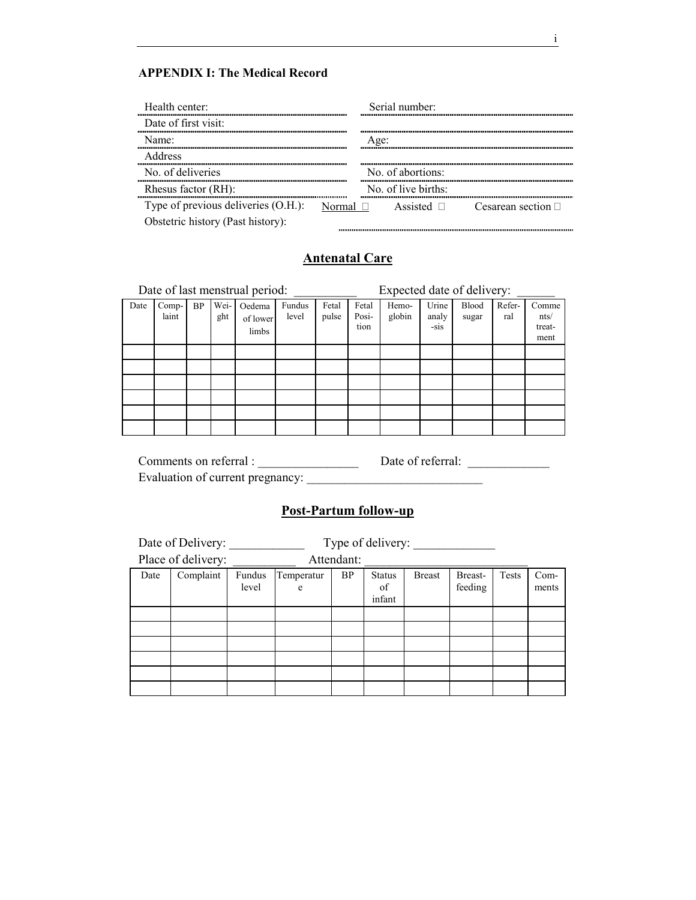## APPENDIX I: The Medical Record

Health center: ............................................ Serial number: ............................................

Date of first visit: ............................................

Name: ............................................ Age: ............................................

Address ............................................

No. of deliveries ............................................ No. of abortions: ............................................

Rhesus factor (RH): ............................................ No. of live births: ............................................

Type of previous deliveries (O.H.): Normal ☐ Assisted ☐ Cesarean section ☐

Obstetric history (Past history): ............................................

## Antenatal Care

Date of last menstrual period: __________ Expected date of delivery: ______

| Date | Complaint | BP | Weight | Oedema of lower limbs | Fundus level | Fetal pulse | Fetal Position | Hemoglobin | Urine analysis | Blood sugar | Referral | Comments/ treatment |
|---|---|---|---|---|---|---|---|---|---|---|---|---|
| | | | | | | | | | | | | |
| | | | | | | | | | | | | |
| | | | | | | | | | | | | |
| | | | | | | | | | | | | |
| | | | | | | | | | | | | |
| | | | | | | | | | | | | |

Comments on referral : ________________ Date of referral: _____________

Evaluation of current pregnancy: ____________________________

## Post-Partum follow-up

Date of Delivery: ____________ Type of delivery: _____________

Place of delivery: __________ Attendant: _________________________

| Date | Complaint | Fundus level | Temperature | BP | Status of infant | Breast | Breast-feeding | Tests | Comments |
|---|---|---|---|---|---|---|---|---|---|
| | | | | | | | | | |
| | | | | | | | | | |
| | | | | | | | | | |
| | | | | | | | | | |
| | | | | | | | | | |
| | | | | | | | | | |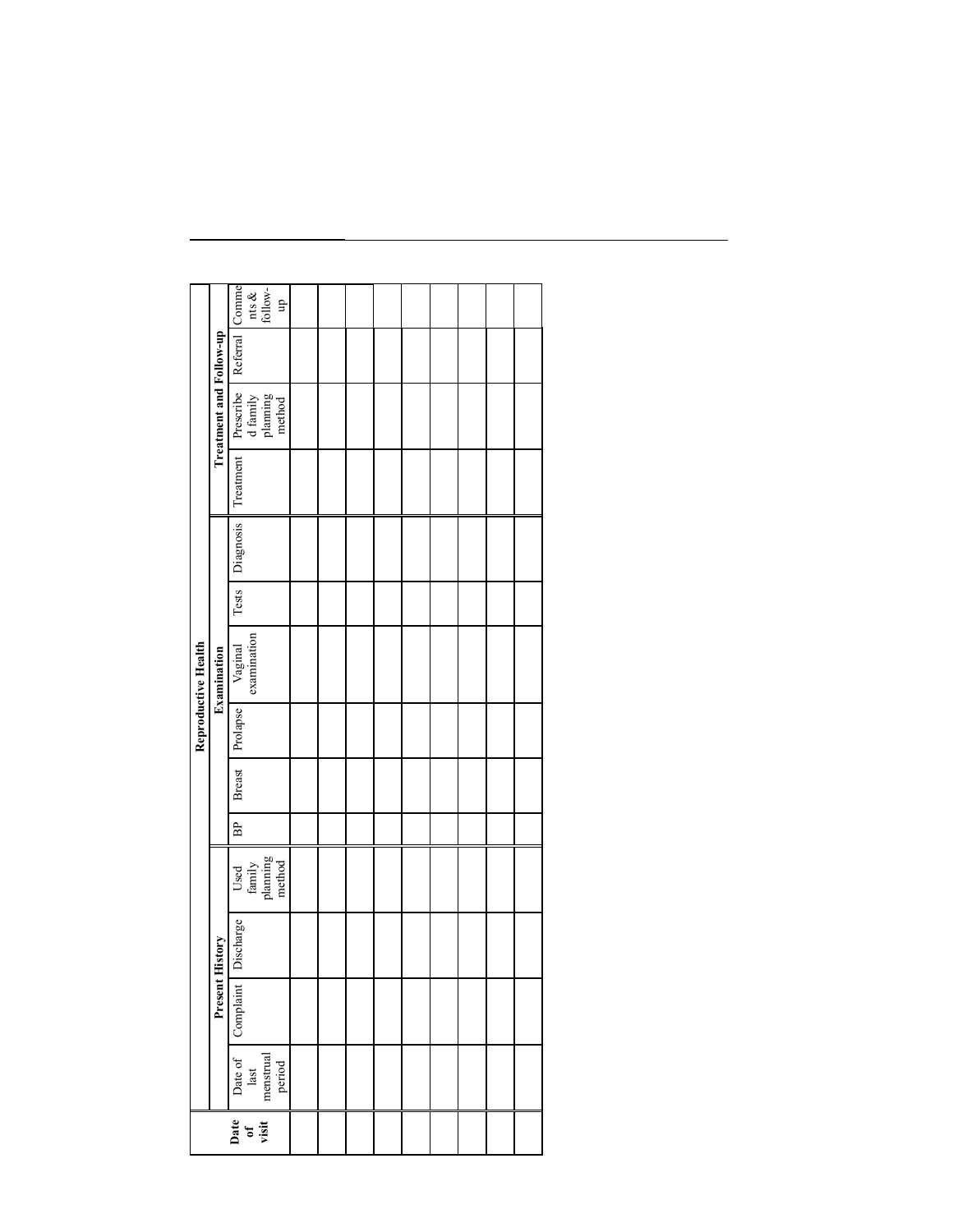| Date of visit | Reproductive Health | | | | | | | | | | | | | | |
|---|---|---|---|---|---|---|---|---|---|---|---|---|---|---|---|
| | Present History | | | | Examination | | | | | | Treatment and Follow-up | | | | |
| | Date of last menstrual period | Complaint | Discharge | Used family planning method | BP | Breast | Prolapse | Vaginal examination | Tests | Diagnosis | Treatment | Prescribed family planning method | Referral | Comments & follow-up |
| | | | | | | | | | | | | | | |
| | | | | | | | | | | | | | | |
| | | | | | | | | | | | | | | |
| | | | | | | | | | | | | | | |
| | | | | | | | | | | | | | | |
| | | | | | | | | | | | | | | |
| | | | | | | | | | | | | | | |
| | | | | | | | | | | | | | | |
| | | | | | | | | | | | | | | |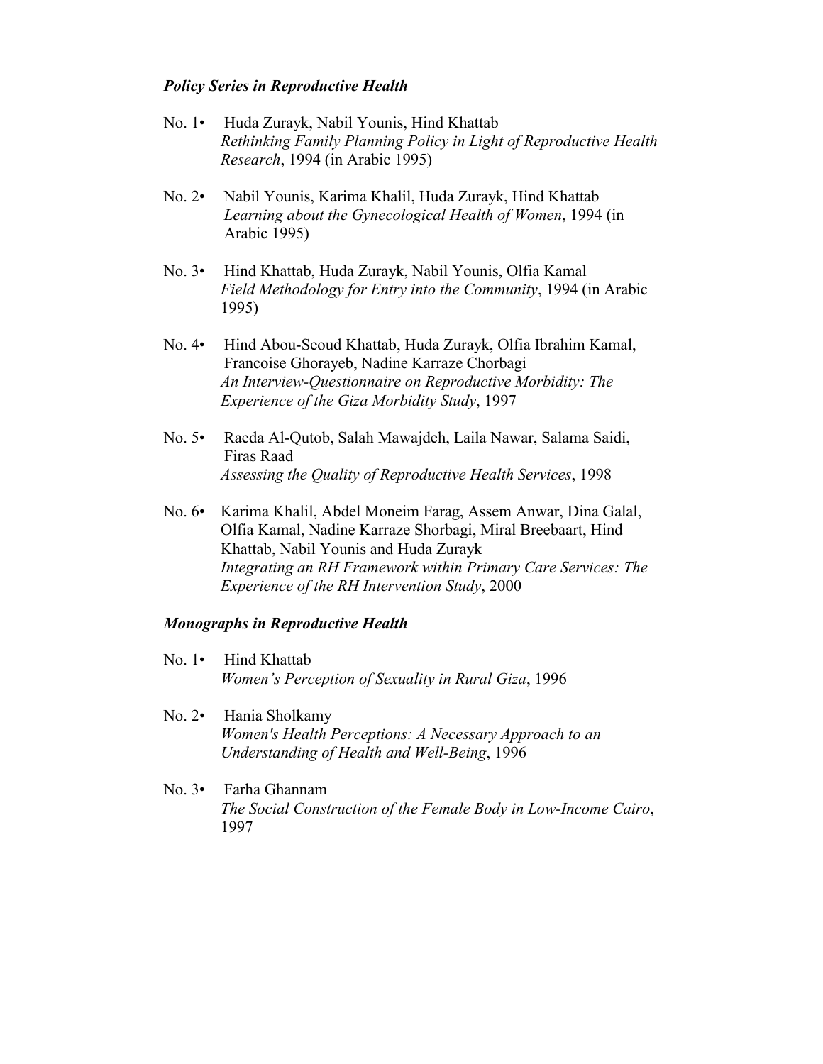***Policy Series in Reproductive Health***

No. 1• Huda Zurayk, Nabil Younis, Hind Khattab
*Rethinking Family Planning Policy in Light of Reproductive Health Research*, 1994 (in Arabic 1995)

No. 2• Nabil Younis, Karima Khalil, Huda Zurayk, Hind Khattab
*Learning about the Gynecological Health of Women*, 1994 (in Arabic 1995)

No. 3• Hind Khattab, Huda Zurayk, Nabil Younis, Olfia Kamal
*Field Methodology for Entry into the Community*, 1994 (in Arabic 1995)

No. 4• Hind Abou-Seoud Khattab, Huda Zurayk, Olfia Ibrahim Kamal, Francoise Ghorayeb, Nadine Karraze Chorbagi
*An Interview-Questionnaire on Reproductive Morbidity: The Experience of the Giza Morbidity Study*, 1997

No. 5• Raeda Al-Qutob, Salah Mawajdeh, Laila Nawar, Salama Saidi, Firas Raad
*Assessing the Quality of Reproductive Health Services*, 1998

No. 6• Karima Khalil, Abdel Moneim Farag, Assem Anwar, Dina Galal, Olfia Kamal, Nadine Karraze Shorbagi, Miral Breebaart, Hind Khattab, Nabil Younis and Huda Zurayk
*Integrating an RH Framework within Primary Care Services: The Experience of the RH Intervention Study*, 2000

***Monographs in Reproductive Health***

No. 1• Hind Khattab
*Women's Perception of Sexuality in Rural Giza*, 1996

No. 2• Hania Sholkamy
*Women's Health Perceptions: A Necessary Approach to an Understanding of Health and Well-Being*, 1996

No. 3• Farha Ghannam
*The Social Construction of the Female Body in Low-Income Cairo*, 1997